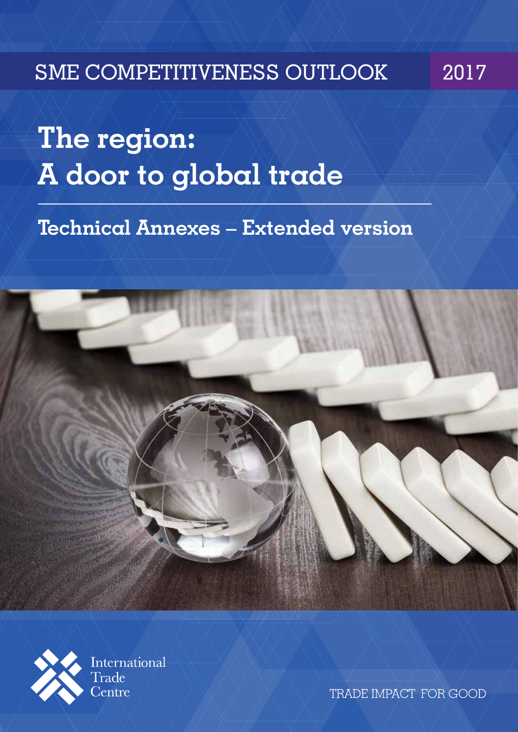SME COMPETITIVENESS OUTLOOK 2017

# The region: A door to global trade

## Technical Annexes – Extended version

International Trade Centre

TRADE IMPACT FOR GOOD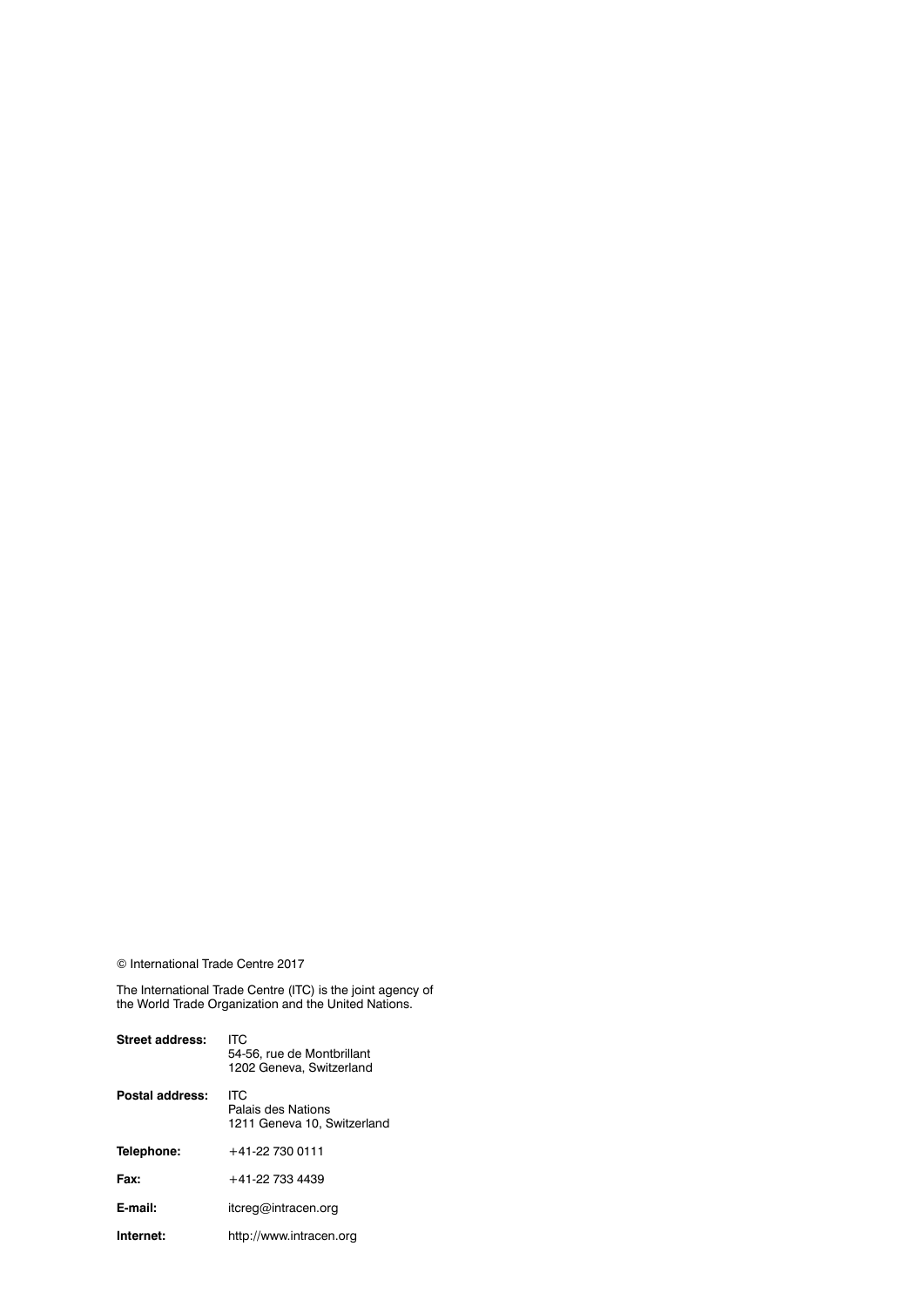© International Trade Centre 2017

The International Trade Centre (ITC) is the joint agency of the World Trade Organization and the United Nations.

| | |
|---|---|
| **Street address:** | ITC<br>54-56, rue de Montbrillant<br>1202 Geneva, Switzerland |
| **Postal address:** | ITC<br>Palais des Nations<br>1211 Geneva 10, Switzerland |
| **Telephone:** | +41-22 730 0111 |
| **Fax:** | +41-22 733 4439 |
| **E-mail:** | itcreg@intracen.org |
| **Internet:** | http://www.intracen.org |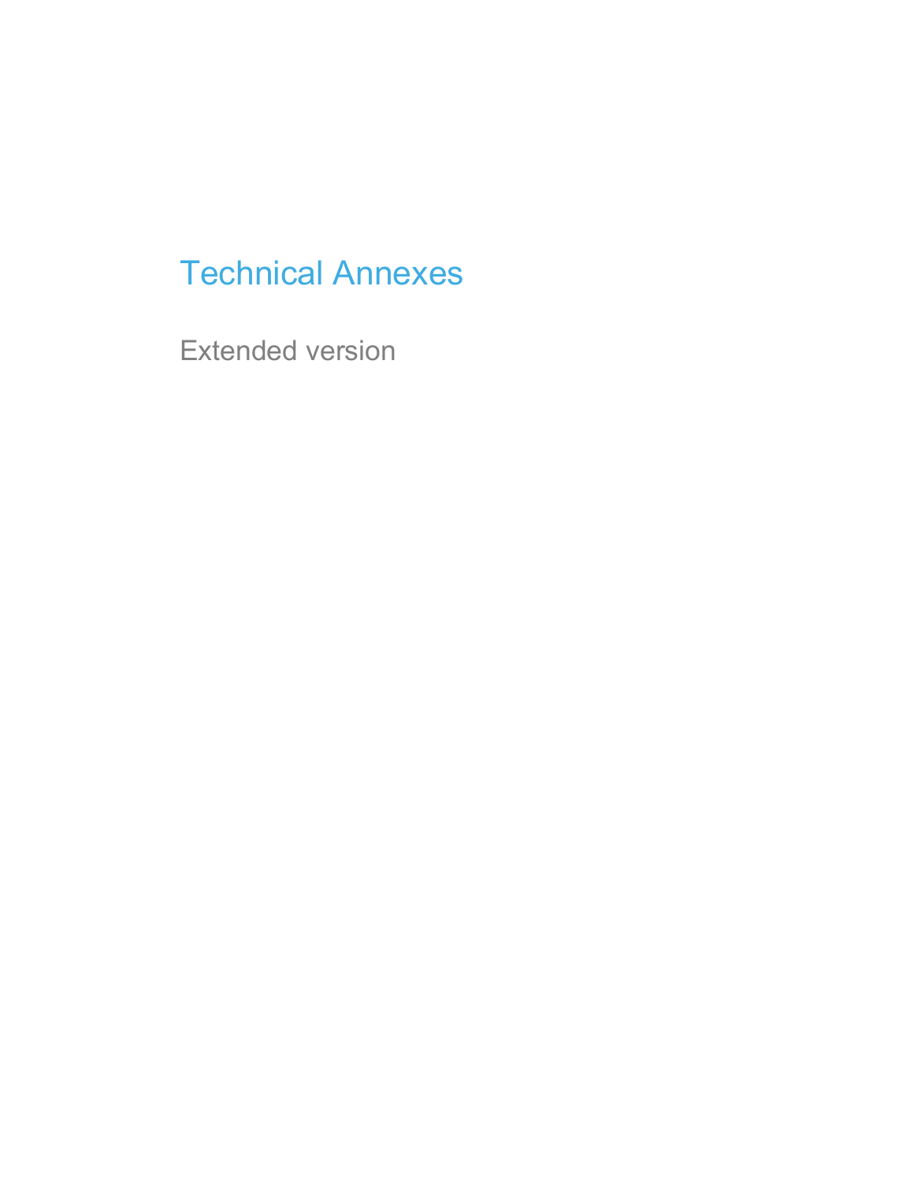# Technical Annexes

Extended version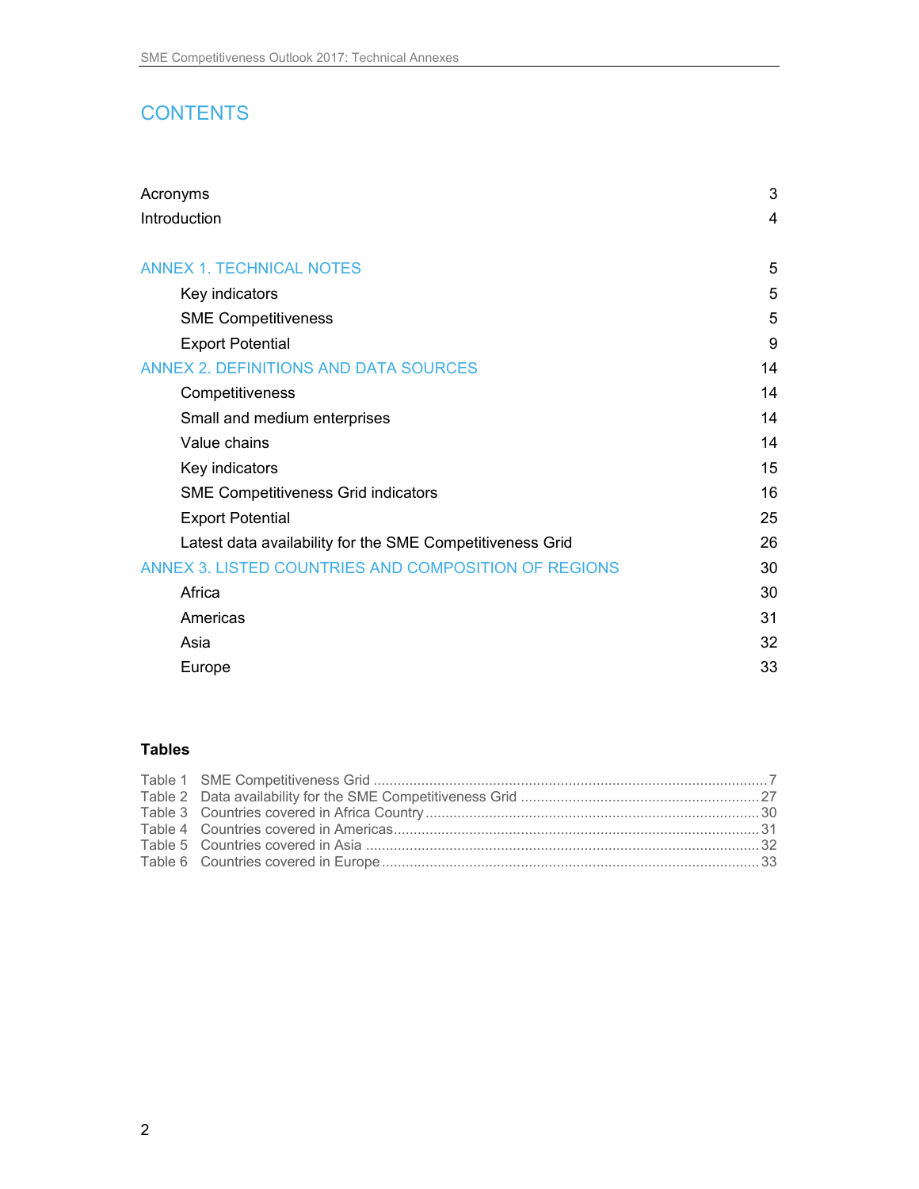# CONTENTS

| | |
|---|---|
| Acronyms | 3 |
| Introduction | 4 |
| **ANNEX 1. TECHNICAL NOTES** | 5 |
| Key indicators | 5 |
| SME Competitiveness | 5 |
| Export Potential | 9 |
| **ANNEX 2. DEFINITIONS AND DATA SOURCES** | 14 |
| Competitiveness | 14 |
| Small and medium enterprises | 14 |
| Value chains | 14 |
| Key indicators | 15 |
| SME Competitiveness Grid indicators | 16 |
| Export Potential | 25 |
| Latest data availability for the SME Competitiveness Grid | 26 |
| **ANNEX 3. LISTED COUNTRIES AND COMPOSITION OF REGIONS** | 30 |
| Africa | 30 |
| Americas | 31 |
| Asia | 32 |
| Europe | 33 |

## Tables

| | | |
|---|---|---|
| Table 1 | SME Competitiveness Grid | 7 |
| Table 2 | Data availability for the SME Competitiveness Grid | 27 |
| Table 3 | Countries covered in Africa Country | 30 |
| Table 4 | Countries covered in Americas | 31 |
| Table 5 | Countries covered in Asia | 32 |
| Table 6 | Countries covered in Europe | 33 |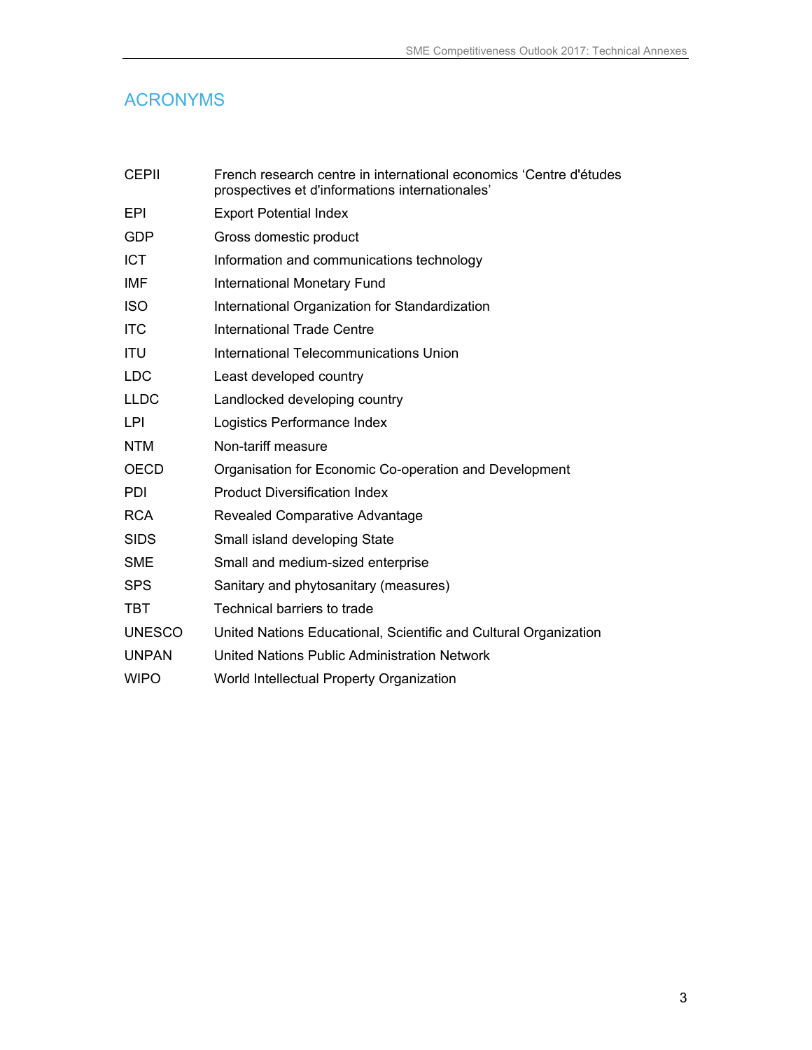# ACRONYMS

| | |
|---|---|
| CEPII | French research centre in international economics 'Centre d'études prospectives et d'informations internationales' |
| EPI | Export Potential Index |
| GDP | Gross domestic product |
| ICT | Information and communications technology |
| IMF | International Monetary Fund |
| ISO | International Organization for Standardization |
| ITC | International Trade Centre |
| ITU | International Telecommunications Union |
| LDC | Least developed country |
| LLDC | Landlocked developing country |
| LPI | Logistics Performance Index |
| NTM | Non-tariff measure |
| OECD | Organisation for Economic Co-operation and Development |
| PDI | Product Diversification Index |
| RCA | Revealed Comparative Advantage |
| SIDS | Small island developing State |
| SME | Small and medium-sized enterprise |
| SPS | Sanitary and phytosanitary (measures) |
| TBT | Technical barriers to trade |
| UNESCO | United Nations Educational, Scientific and Cultural Organization |
| UNPAN | United Nations Public Administration Network |
| WIPO | World Intellectual Property Organization |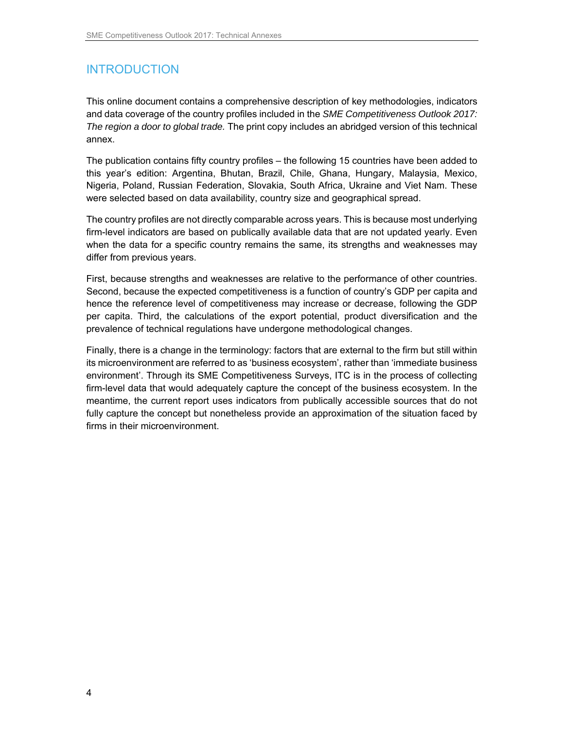# INTRODUCTION

This online document contains a comprehensive description of key methodologies, indicators and data coverage of the country profiles included in the *SME Competitiveness Outlook 2017: The region a door to global trade.* The print copy includes an abridged version of this technical annex.

The publication contains fifty country profiles – the following 15 countries have been added to this year's edition: Argentina, Bhutan, Brazil, Chile, Ghana, Hungary, Malaysia, Mexico, Nigeria, Poland, Russian Federation, Slovakia, South Africa, Ukraine and Viet Nam. These were selected based on data availability, country size and geographical spread.

The country profiles are not directly comparable across years. This is because most underlying firm-level indicators are based on publically available data that are not updated yearly. Even when the data for a specific country remains the same, its strengths and weaknesses may differ from previous years.

First, because strengths and weaknesses are relative to the performance of other countries. Second, because the expected competitiveness is a function of country's GDP per capita and hence the reference level of competitiveness may increase or decrease, following the GDP per capita. Third, the calculations of the export potential, product diversification and the prevalence of technical regulations have undergone methodological changes.

Finally, there is a change in the terminology: factors that are external to the firm but still within its microenvironment are referred to as 'business ecosystem', rather than 'immediate business environment'. Through its SME Competitiveness Surveys, ITC is in the process of collecting firm-level data that would adequately capture the concept of the business ecosystem. In the meantime, the current report uses indicators from publically accessible sources that do not fully capture the concept but nonetheless provide an approximation of the situation faced by firms in their microenvironment.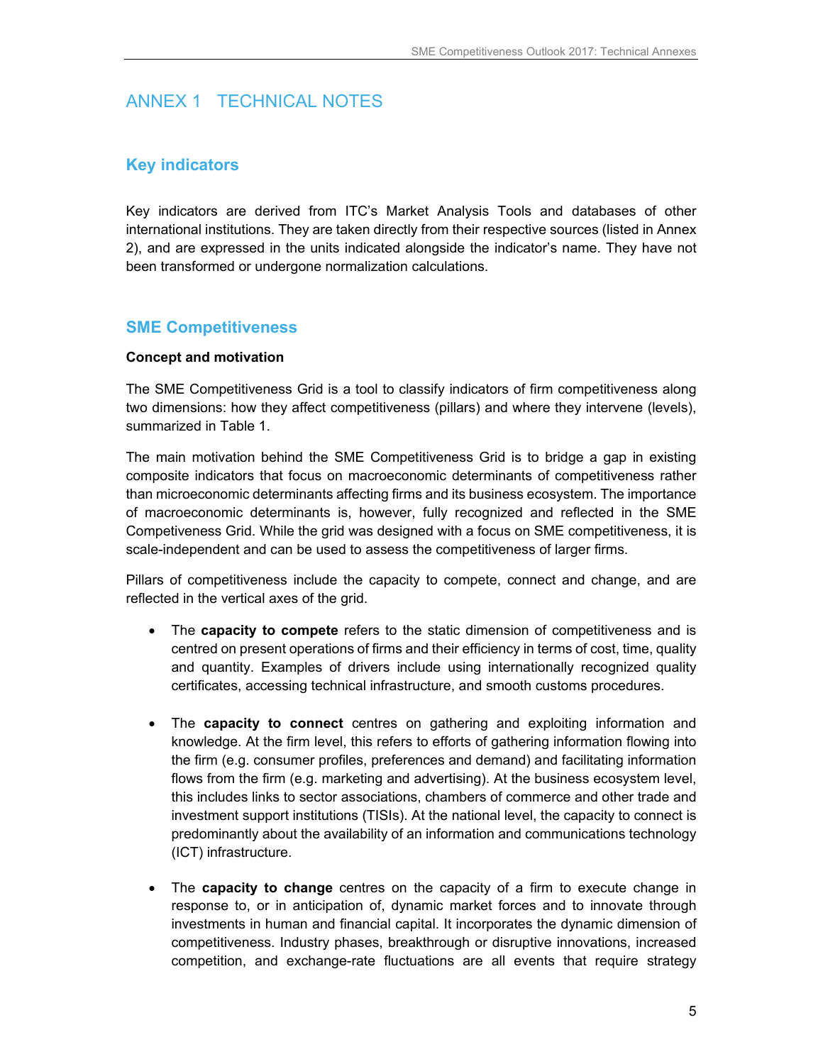# ANNEX 1 TECHNICAL NOTES

## Key indicators

Key indicators are derived from ITC's Market Analysis Tools and databases of other international institutions. They are taken directly from their respective sources (listed in Annex 2), and are expressed in the units indicated alongside the indicator's name. They have not been transformed or undergone normalization calculations.

## SME Competitiveness

### Concept and motivation

The SME Competitiveness Grid is a tool to classify indicators of firm competitiveness along two dimensions: how they affect competitiveness (pillars) and where they intervene (levels), summarized in Table 1.

The main motivation behind the SME Competitiveness Grid is to bridge a gap in existing composite indicators that focus on macroeconomic determinants of competitiveness rather than microeconomic determinants affecting firms and its business ecosystem. The importance of macroeconomic determinants is, however, fully recognized and reflected in the SME Competiveness Grid. While the grid was designed with a focus on SME competitiveness, it is scale-independent and can be used to assess the competitiveness of larger firms.

Pillars of competitiveness include the capacity to compete, connect and change, and are reflected in the vertical axes of the grid.

- The **capacity to compete** refers to the static dimension of competitiveness and is centred on present operations of firms and their efficiency in terms of cost, time, quality and quantity. Examples of drivers include using internationally recognized quality certificates, accessing technical infrastructure, and smooth customs procedures.
- The **capacity to connect** centres on gathering and exploiting information and knowledge. At the firm level, this refers to efforts of gathering information flowing into the firm (e.g. consumer profiles, preferences and demand) and facilitating information flows from the firm (e.g. marketing and advertising). At the business ecosystem level, this includes links to sector associations, chambers of commerce and other trade and investment support institutions (TISIs). At the national level, the capacity to connect is predominantly about the availability of an information and communications technology (ICT) infrastructure.
- The **capacity to change** centres on the capacity of a firm to execute change in response to, or in anticipation of, dynamic market forces and to innovate through investments in human and financial capital. It incorporates the dynamic dimension of competitiveness. Industry phases, breakthrough or disruptive innovations, increased competition, and exchange-rate fluctuations are all events that require strategy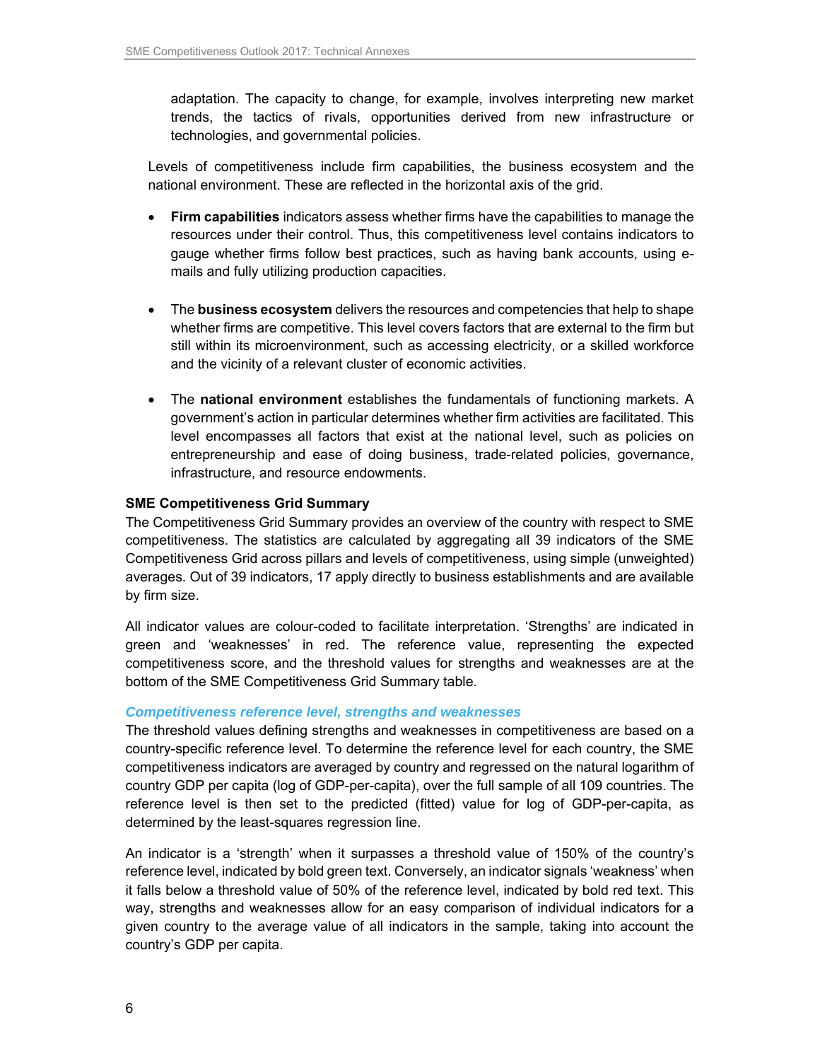adaptation. The capacity to change, for example, involves interpreting new market trends, the tactics of rivals, opportunities derived from new infrastructure or technologies, and governmental policies.

Levels of competitiveness include firm capabilities, the business ecosystem and the national environment. These are reflected in the horizontal axis of the grid.

- **Firm capabilities** indicators assess whether firms have the capabilities to manage the resources under their control. Thus, this competitiveness level contains indicators to gauge whether firms follow best practices, such as having bank accounts, using e-mails and fully utilizing production capacities.

- The **business ecosystem** delivers the resources and competencies that help to shape whether firms are competitive. This level covers factors that are external to the firm but still within its microenvironment, such as accessing electricity, or a skilled workforce and the vicinity of a relevant cluster of economic activities.

- The **national environment** establishes the fundamentals of functioning markets. A government's action in particular determines whether firm activities are facilitated. This level encompasses all factors that exist at the national level, such as policies on entrepreneurship and ease of doing business, trade-related policies, governance, infrastructure, and resource endowments.

**SME Competitiveness Grid Summary**

The Competitiveness Grid Summary provides an overview of the country with respect to SME competitiveness. The statistics are calculated by aggregating all 39 indicators of the SME Competitiveness Grid across pillars and levels of competitiveness, using simple (unweighted) averages. Out of 39 indicators, 17 apply directly to business establishments and are available by firm size.

All indicator values are colour-coded to facilitate interpretation. 'Strengths' are indicated in green and 'weaknesses' in red. The reference value, representing the expected competitiveness score, and the threshold values for strengths and weaknesses are at the bottom of the SME Competitiveness Grid Summary table.

### *Competitiveness reference level, strengths and weaknesses*

The threshold values defining strengths and weaknesses in competitiveness are based on a country-specific reference level. To determine the reference level for each country, the SME competitiveness indicators are averaged by country and regressed on the natural logarithm of country GDP per capita (log of GDP-per-capita), over the full sample of all 109 countries. The reference level is then set to the predicted (fitted) value for log of GDP-per-capita, as determined by the least-squares regression line.

An indicator is a 'strength' when it surpasses a threshold value of 150% of the country's reference level, indicated by bold green text. Conversely, an indicator signals 'weakness' when it falls below a threshold value of 50% of the reference level, indicated by bold red text. This way, strengths and weaknesses allow for an easy comparison of individual indicators for a given country to the average value of all indicators in the sample, taking into account the country's GDP per capita.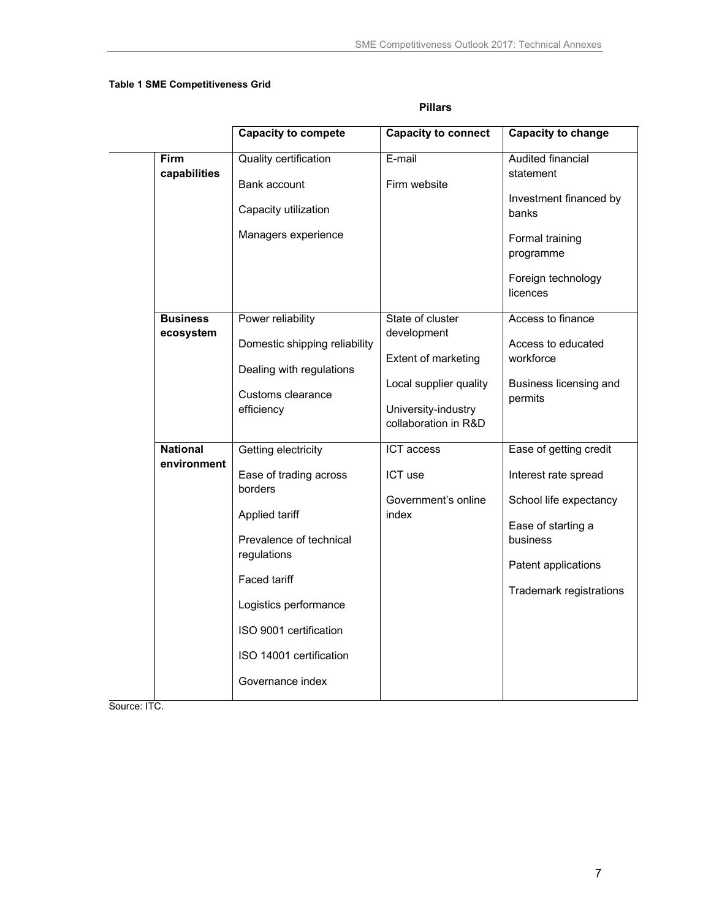**Table 1 SME Competitiveness Grid**

| | Pillars | | |
|---|---|---|---|
| | **Capacity to compete** | **Capacity to connect** | **Capacity to change** |
| **Firm capabilities** | Quality certification<br><br>Bank account<br><br>Capacity utilization<br><br>Managers experience | E-mail<br><br>Firm website | Audited financial statement<br><br>Investment financed by banks<br><br>Formal training programme<br><br>Foreign technology licences |
| **Business ecosystem** | Power reliability<br><br>Domestic shipping reliability<br><br>Dealing with regulations<br><br>Customs clearance efficiency | State of cluster development<br><br>Extent of marketing<br><br>Local supplier quality<br><br>University-industry collaboration in R&D | Access to finance<br><br>Access to educated workforce<br><br>Business licensing and permits |
| **National environment** | Getting electricity<br><br>Ease of trading across borders<br><br>Applied tariff<br><br>Prevalence of technical regulations<br><br>Faced tariff<br><br>Logistics performance<br><br>ISO 9001 certification<br><br>ISO 14001 certification<br><br>Governance index | ICT access<br><br>ICT use<br><br>Government's online index | Ease of getting credit<br><br>Interest rate spread<br><br>School life expectancy<br><br>Ease of starting a business<br><br>Patent applications<br><br>Trademark registrations |

Source: ITC.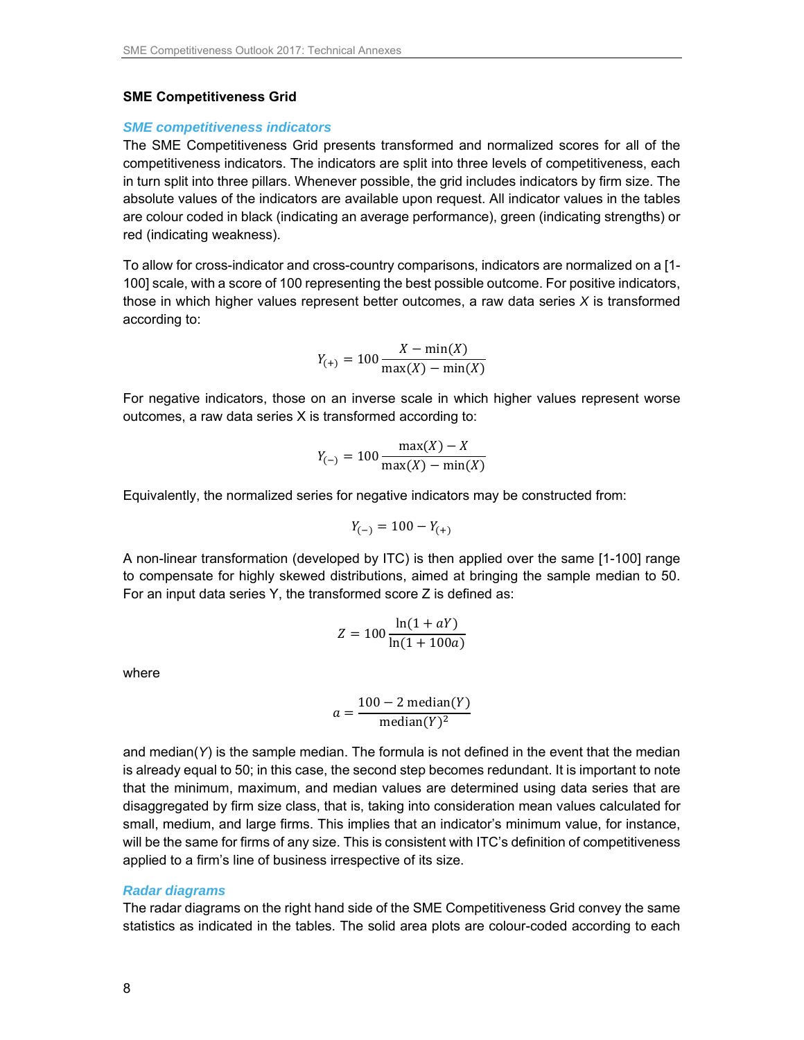## SME Competitiveness Grid

### *SME competitiveness indicators*

The SME Competitiveness Grid presents transformed and normalized scores for all of the competitiveness indicators. The indicators are split into three levels of competitiveness, each in turn split into three pillars. Whenever possible, the grid includes indicators by firm size. The absolute values of the indicators are available upon request. All indicator values in the tables are colour coded in black (indicating an average performance), green (indicating strengths) or red (indicating weakness).

To allow for cross-indicator and cross-country comparisons, indicators are normalized on a [1-100] scale, with a score of 100 representing the best possible outcome. For positive indicators, those in which higher values represent better outcomes, a raw data series *X* is transformed according to:

$$Y_{(+)} = 100 \frac{X - \min(X)}{\max(X) - \min(X)}$$

For negative indicators, those on an inverse scale in which higher values represent worse outcomes, a raw data series X is transformed according to:

$$Y_{(-)} = 100 \frac{\max(X) - X}{\max(X) - \min(X)}$$

Equivalently, the normalized series for negative indicators may be constructed from:

$$Y_{(-)} = 100 - Y_{(+)}$$

A non-linear transformation (developed by ITC) is then applied over the same [1-100] range to compensate for highly skewed distributions, aimed at bringing the sample median to 50. For an input data series Y, the transformed score Z is defined as:

$$Z = 100 \frac{\ln(1 + aY)}{\ln(1 + 100a)}$$

where

$$a = \frac{100 - 2\,\text{median}(Y)}{\text{median}(Y)^2}$$

and median(*Y*) is the sample median. The formula is not defined in the event that the median is already equal to 50; in this case, the second step becomes redundant. It is important to note that the minimum, maximum, and median values are determined using data series that are disaggregated by firm size class, that is, taking into consideration mean values calculated for small, medium, and large firms. This implies that an indicator's minimum value, for instance, will be the same for firms of any size. This is consistent with ITC's definition of competitiveness applied to a firm's line of business irrespective of its size.

### *Radar diagrams*

The radar diagrams on the right hand side of the SME Competitiveness Grid convey the same statistics as indicated in the tables. The solid area plots are colour-coded according to each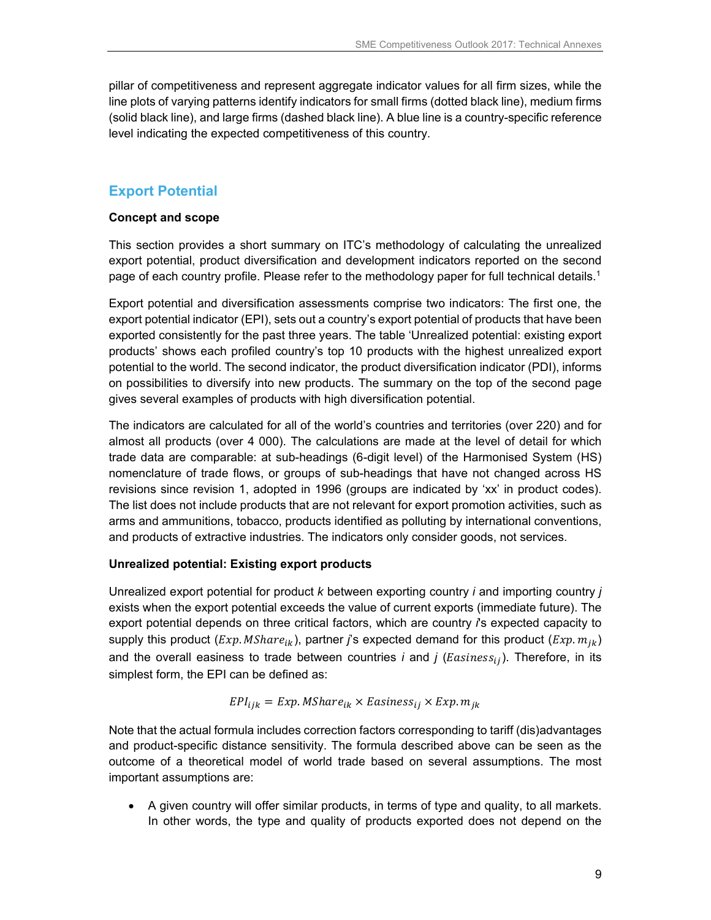pillar of competitiveness and represent aggregate indicator values for all firm sizes, while the line plots of varying patterns identify indicators for small firms (dotted black line), medium firms (solid black line), and large firms (dashed black line). A blue line is a country-specific reference level indicating the expected competitiveness of this country.

## Export Potential

**Concept and scope**

This section provides a short summary on ITC's methodology of calculating the unrealized export potential, product diversification and development indicators reported on the second page of each country profile. Please refer to the methodology paper for full technical details.[1]

Export potential and diversification assessments comprise two indicators: The first one, the export potential indicator (EPI), sets out a country's export potential of products that have been exported consistently for the past three years. The table 'Unrealized potential: existing export products' shows each profiled country's top 10 products with the highest unrealized export potential to the world. The second indicator, the product diversification indicator (PDI), informs on possibilities to diversify into new products. The summary on the top of the second page gives several examples of products with high diversification potential.

The indicators are calculated for all of the world's countries and territories (over 220) and for almost all products (over 4 000). The calculations are made at the level of detail for which trade data are comparable: at sub-headings (6-digit level) of the Harmonised System (HS) nomenclature of trade flows, or groups of sub-headings that have not changed across HS revisions since revision 1, adopted in 1996 (groups are indicated by 'xx' in product codes). The list does not include products that are not relevant for export promotion activities, such as arms and ammunitions, tobacco, products identified as polluting by international conventions, and products of extractive industries. The indicators only consider goods, not services.

**Unrealized potential: Existing export products**

Unrealized export potential for product *k* between exporting country *i* and importing country *j* exists when the export potential exceeds the value of current exports (immediate future). The export potential depends on three critical factors, which are country *i*'s expected capacity to supply this product ($Exp.MShare_{ik}$), partner *j*'s expected demand for this product ($Exp.m_{jk}$) and the overall easiness to trade between countries *i* and *j* ($Easiness_{ij}$). Therefore, in its simplest form, the EPI can be defined as:

$$EPI_{ijk} = Exp.MShare_{ik} \times Easiness_{ij} \times Exp.m_{jk}$$

Note that the actual formula includes correction factors corresponding to tariff (dis)advantages and product-specific distance sensitivity. The formula described above can be seen as the outcome of a theoretical model of world trade based on several assumptions. The most important assumptions are:

- A given country will offer similar products, in terms of type and quality, to all markets. In other words, the type and quality of products exported does not depend on the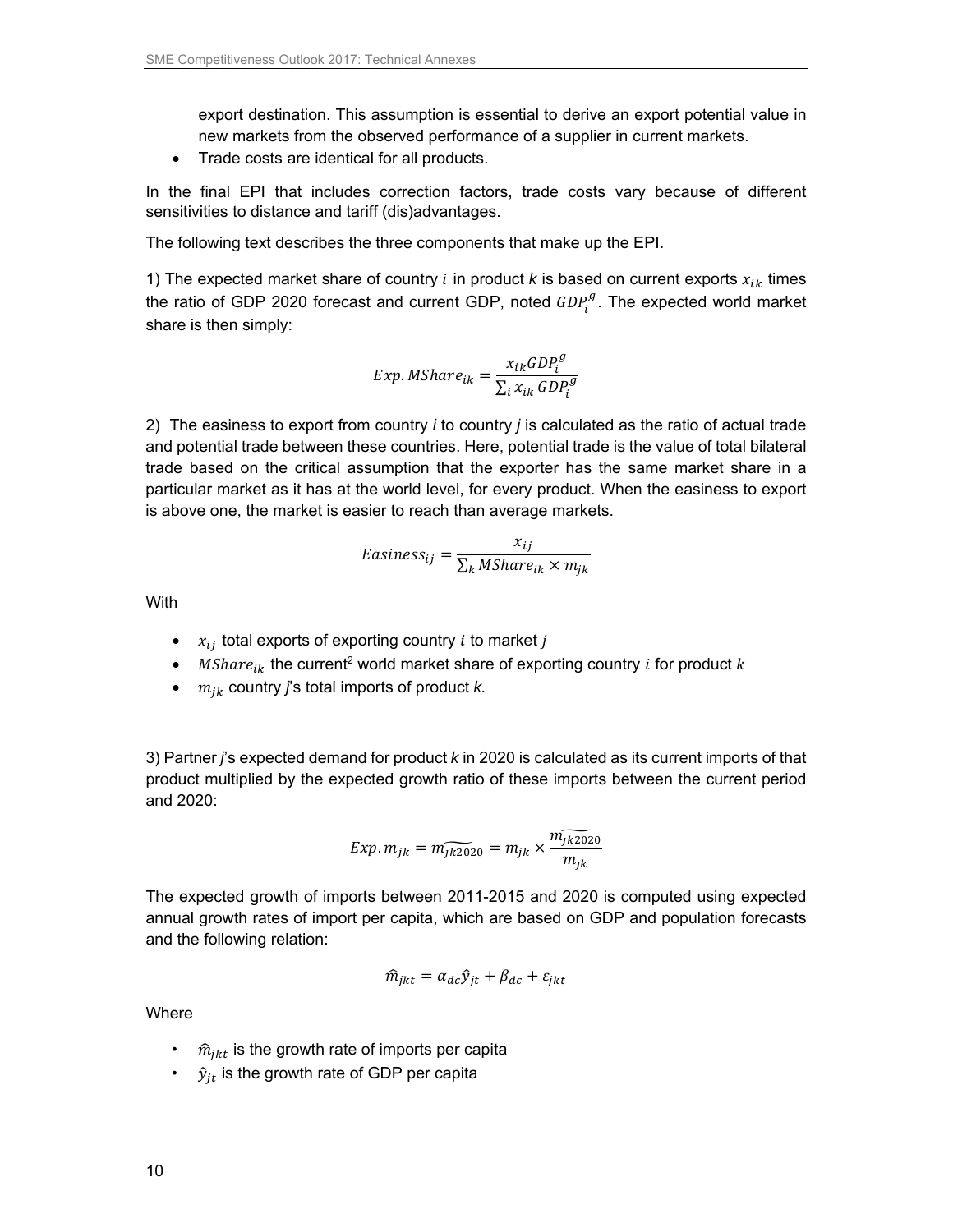export destination. This assumption is essential to derive an export potential value in new markets from the observed performance of a supplier in current markets.

- Trade costs are identical for all products.

In the final EPI that includes correction factors, trade costs vary because of different sensitivities to distance and tariff (dis)advantages.

The following text describes the three components that make up the EPI.

1) The expected market share of country $i$ in product *k* is based on current exports $x_{ik}$ times the ratio of GDP 2020 forecast and current GDP, noted $GDP_i^g$. The expected world market share is then simply:

$$Exp.\,MShare_{ik} = \frac{x_{ik} GDP_i^g}{\sum_i x_{ik}\, GDP_i^g}$$

2) The easiness to export from country *i* to country *j* is calculated as the ratio of actual trade and potential trade between these countries. Here, potential trade is the value of total bilateral trade based on the critical assumption that the exporter has the same market share in a particular market as it has at the world level, for every product. When the easiness to export is above one, the market is easier to reach than average markets.

$$Easiness_{ij} = \frac{x_{ij}}{\sum_k MShare_{ik} \times m_{jk}}$$

With

- $x_{ij}$ total exports of exporting country $i$ to market *j*
- $MShare_{ik}$ the current[2] world market share of exporting country $i$ for product $k$
- $m_{jk}$ country *j*'s total imports of product *k.*

3) Partner *j*'s expected demand for product *k* in 2020 is calculated as its current imports of that product multiplied by the expected growth ratio of these imports between the current period and 2020:

$$Exp.\,m_{jk} = \widetilde{m_{jk2020}} = m_{jk} \times \frac{\widetilde{m_{jk2020}}}{m_{jk}}$$

The expected growth of imports between 2011-2015 and 2020 is computed using expected annual growth rates of import per capita, which are based on GDP and population forecasts and the following relation:

$$\widehat{m}_{jkt} = \alpha_{dc}\hat{y}_{jt} + \beta_{dc} + \varepsilon_{jkt}$$

Where

- $\widehat{m}_{jkt}$ is the growth rate of imports per capita
- $\hat{y}_{jt}$ is the growth rate of GDP per capita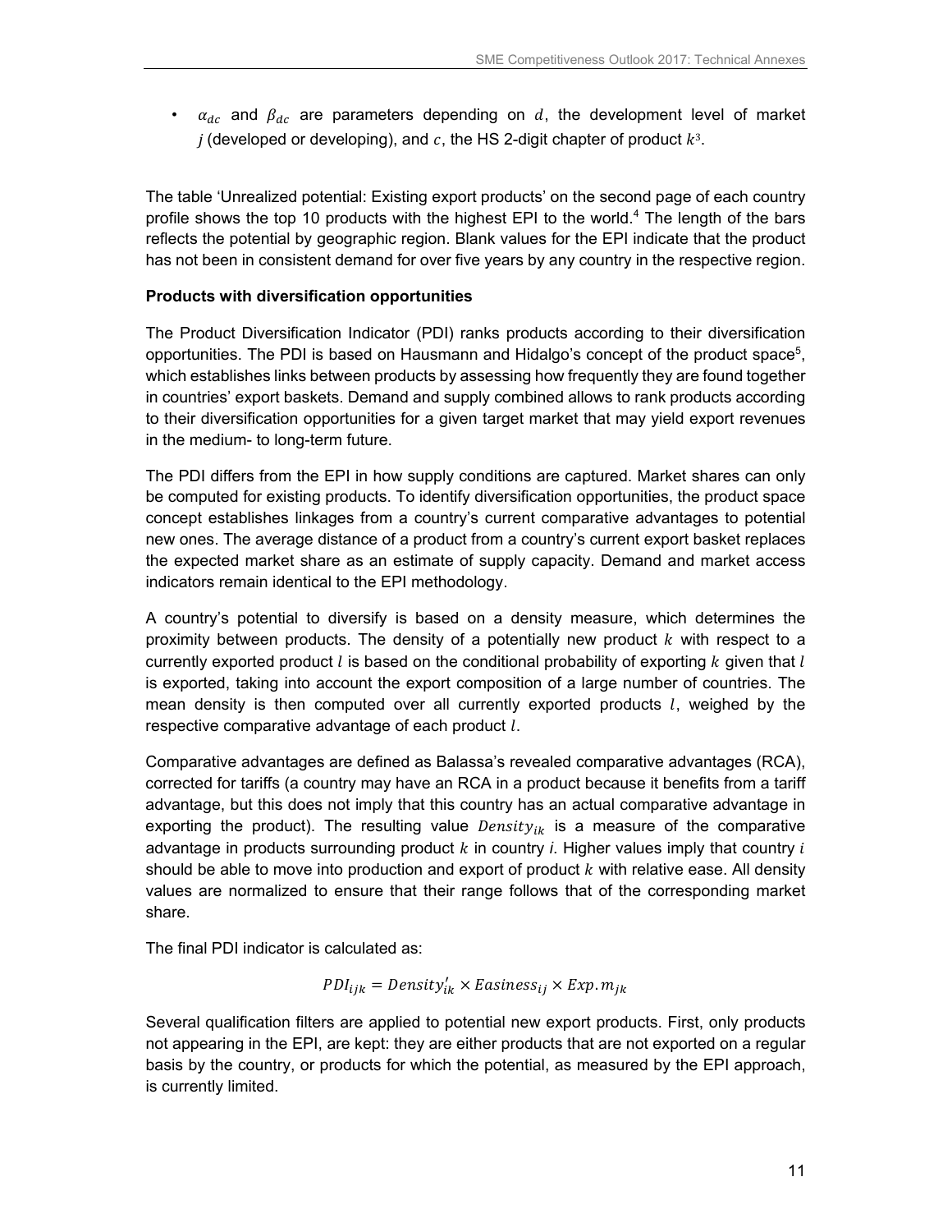- $\alpha_{dc}$ and $\beta_{dc}$ are parameters depending on $d$, the development level of market $j$ (developed or developing), and $c$, the HS 2-digit chapter of product $k$[3].

The table 'Unrealized potential: Existing export products' on the second page of each country profile shows the top 10 products with the highest EPI to the world.[4] The length of the bars reflects the potential by geographic region. Blank values for the EPI indicate that the product has not been in consistent demand for over five years by any country in the respective region.

**Products with diversification opportunities**

The Product Diversification Indicator (PDI) ranks products according to their diversification opportunities. The PDI is based on Hausmann and Hidalgo's concept of the product space[5], which establishes links between products by assessing how frequently they are found together in countries' export baskets. Demand and supply combined allows to rank products according to their diversification opportunities for a given target market that may yield export revenues in the medium- to long-term future.

The PDI differs from the EPI in how supply conditions are captured. Market shares can only be computed for existing products. To identify diversification opportunities, the product space concept establishes linkages from a country's current comparative advantages to potential new ones. The average distance of a product from a country's current export basket replaces the expected market share as an estimate of supply capacity. Demand and market access indicators remain identical to the EPI methodology.

A country's potential to diversify is based on a density measure, which determines the proximity between products. The density of a potentially new product $k$ with respect to a currently exported product $l$ is based on the conditional probability of exporting $k$ given that $l$ is exported, taking into account the export composition of a large number of countries. The mean density is then computed over all currently exported products $l$, weighed by the respective comparative advantage of each product $l$.

Comparative advantages are defined as Balassa's revealed comparative advantages (RCA), corrected for tariffs (a country may have an RCA in a product because it benefits from a tariff advantage, but this does not imply that this country has an actual comparative advantage in exporting the product). The resulting value $Density_{ik}$ is a measure of the comparative advantage in products surrounding product $k$ in country $i$. Higher values imply that country $i$ should be able to move into production and export of product $k$ with relative ease. All density values are normalized to ensure that their range follows that of the corresponding market share.

The final PDI indicator is calculated as:

$$PDI_{ijk} = Density'_{ik} \times Easiness_{ij} \times Exp.m_{jk}$$

Several qualification filters are applied to potential new export products. First, only products not appearing in the EPI, are kept: they are either products that are not exported on a regular basis by the country, or products for which the potential, as measured by the EPI approach, is currently limited.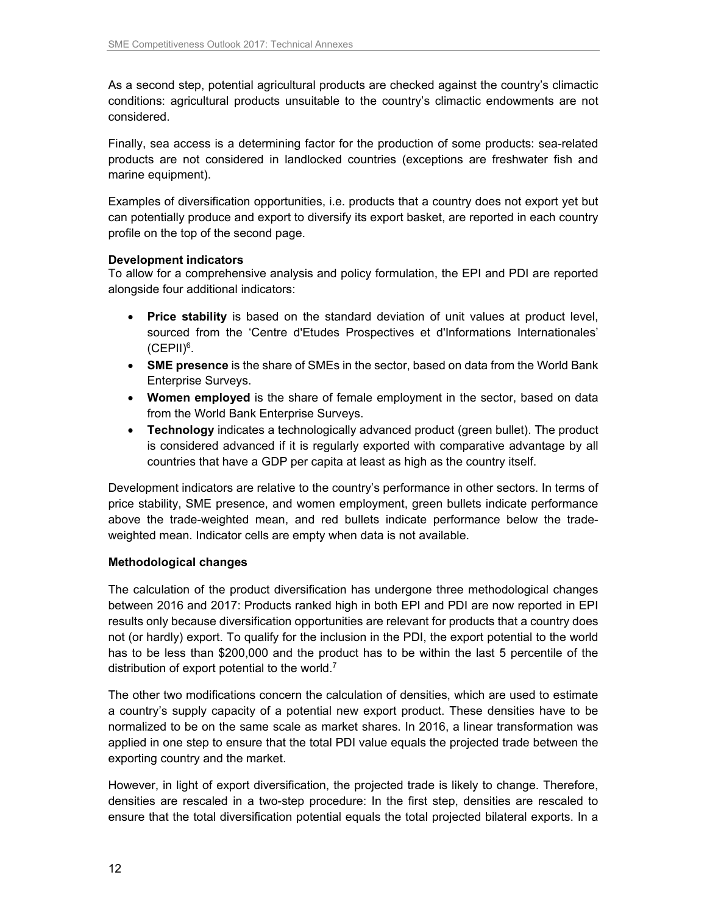As a second step, potential agricultural products are checked against the country's climactic conditions: agricultural products unsuitable to the country's climactic endowments are not considered.

Finally, sea access is a determining factor for the production of some products: sea-related products are not considered in landlocked countries (exceptions are freshwater fish and marine equipment).

Examples of diversification opportunities, i.e. products that a country does not export yet but can potentially produce and export to diversify its export basket, are reported in each country profile on the top of the second page.

**Development indicators**
To allow for a comprehensive analysis and policy formulation, the EPI and PDI are reported alongside four additional indicators:

- **Price stability** is based on the standard deviation of unit values at product level, sourced from the 'Centre d'Etudes Prospectives et d'Informations Internationales' (CEPII)[6].
- **SME presence** is the share of SMEs in the sector, based on data from the World Bank Enterprise Surveys.
- **Women employed** is the share of female employment in the sector, based on data from the World Bank Enterprise Surveys.
- **Technology** indicates a technologically advanced product (green bullet). The product is considered advanced if it is regularly exported with comparative advantage by all countries that have a GDP per capita at least as high as the country itself.

Development indicators are relative to the country's performance in other sectors. In terms of price stability, SME presence, and women employment, green bullets indicate performance above the trade-weighted mean, and red bullets indicate performance below the trade-weighted mean. Indicator cells are empty when data is not available.

**Methodological changes**

The calculation of the product diversification has undergone three methodological changes between 2016 and 2017: Products ranked high in both EPI and PDI are now reported in EPI results only because diversification opportunities are relevant for products that a country does not (or hardly) export. To qualify for the inclusion in the PDI, the export potential to the world has to be less than $200,000 and the product has to be within the last 5 percentile of the distribution of export potential to the world.[7]

The other two modifications concern the calculation of densities, which are used to estimate a country's supply capacity of a potential new export product. These densities have to be normalized to be on the same scale as market shares. In 2016, a linear transformation was applied in one step to ensure that the total PDI value equals the projected trade between the exporting country and the market.

However, in light of export diversification, the projected trade is likely to change. Therefore, densities are rescaled in a two-step procedure: In the first step, densities are rescaled to ensure that the total diversification potential equals the total projected bilateral exports. In a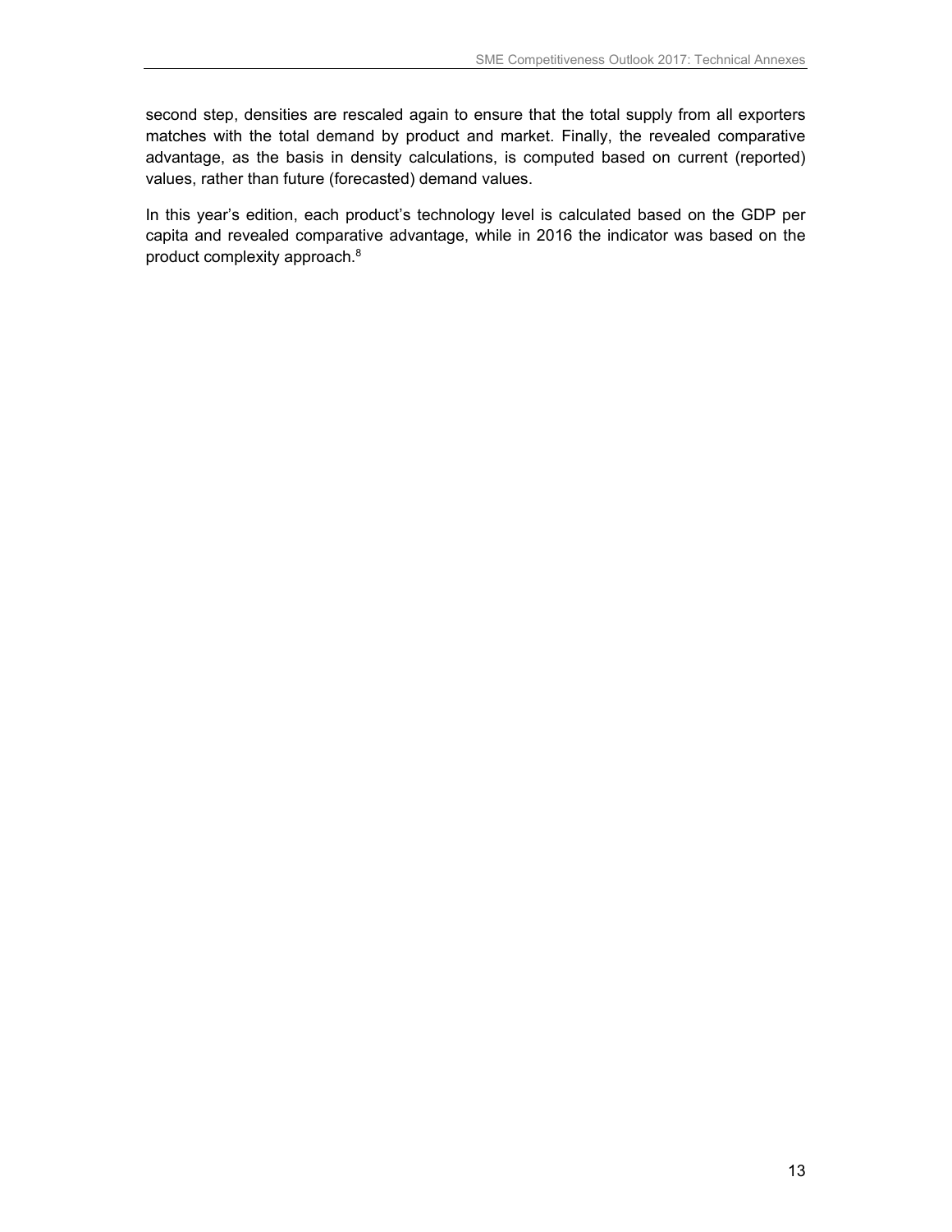second step, densities are rescaled again to ensure that the total supply from all exporters matches with the total demand by product and market. Finally, the revealed comparative advantage, as the basis in density calculations, is computed based on current (reported) values, rather than future (forecasted) demand values.

In this year's edition, each product's technology level is calculated based on the GDP per capita and revealed comparative advantage, while in 2016 the indicator was based on the product complexity approach.[8]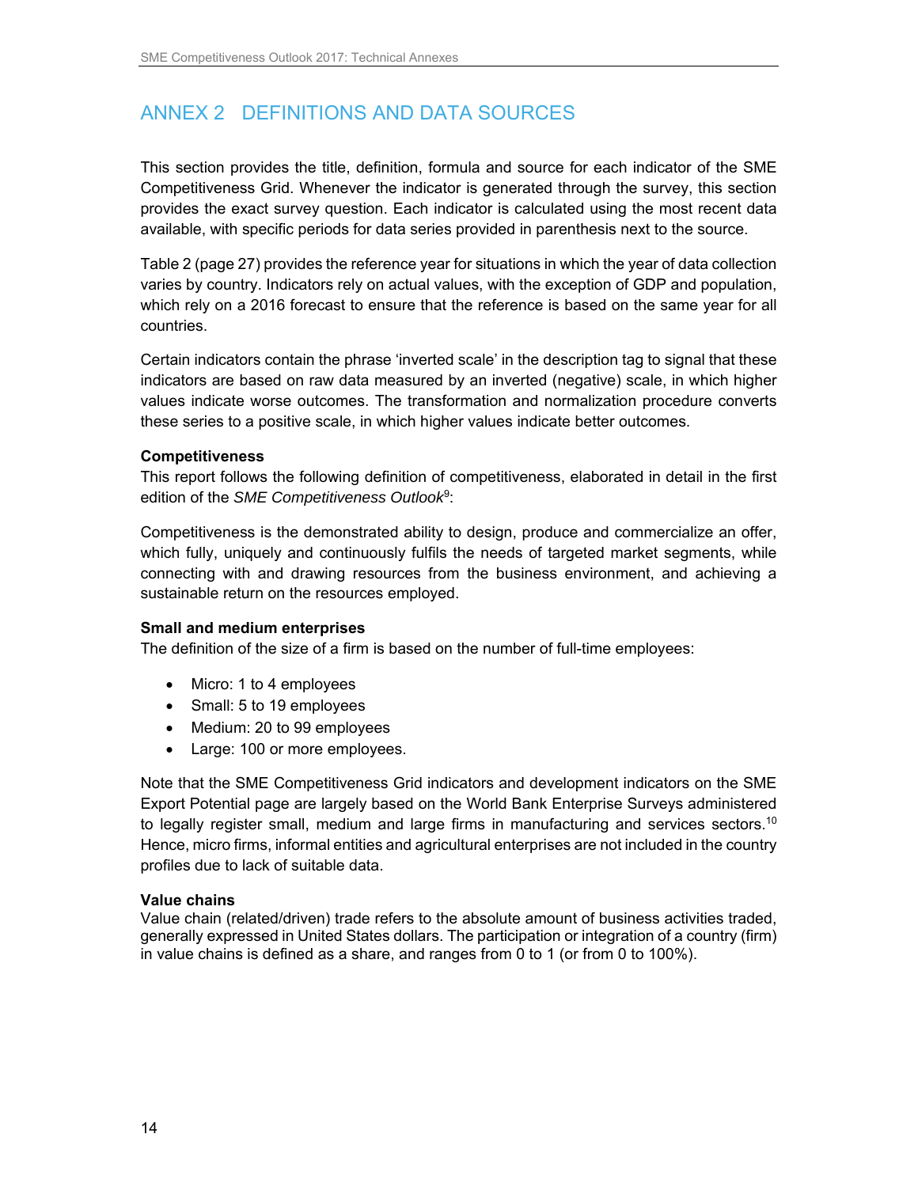# ANNEX 2 DEFINITIONS AND DATA SOURCES

This section provides the title, definition, formula and source for each indicator of the SME Competitiveness Grid. Whenever the indicator is generated through the survey, this section provides the exact survey question. Each indicator is calculated using the most recent data available, with specific periods for data series provided in parenthesis next to the source.

Table 2 (page 27) provides the reference year for situations in which the year of data collection varies by country. Indicators rely on actual values, with the exception of GDP and population, which rely on a 2016 forecast to ensure that the reference is based on the same year for all countries.

Certain indicators contain the phrase 'inverted scale' in the description tag to signal that these indicators are based on raw data measured by an inverted (negative) scale, in which higher values indicate worse outcomes. The transformation and normalization procedure converts these series to a positive scale, in which higher values indicate better outcomes.

**Competitiveness**

This report follows the following definition of competitiveness, elaborated in detail in the first edition of the *SME Competitiveness Outlook*[9]:

Competitiveness is the demonstrated ability to design, produce and commercialize an offer, which fully, uniquely and continuously fulfils the needs of targeted market segments, while connecting with and drawing resources from the business environment, and achieving a sustainable return on the resources employed.

**Small and medium enterprises**

The definition of the size of a firm is based on the number of full-time employees:

- Micro: 1 to 4 employees
- Small: 5 to 19 employees
- Medium: 20 to 99 employees
- Large: 100 or more employees.

Note that the SME Competitiveness Grid indicators and development indicators on the SME Export Potential page are largely based on the World Bank Enterprise Surveys administered to legally register small, medium and large firms in manufacturing and services sectors.[10] Hence, micro firms, informal entities and agricultural enterprises are not included in the country profiles due to lack of suitable data.

**Value chains**

Value chain (related/driven) trade refers to the absolute amount of business activities traded, generally expressed in United States dollars. The participation or integration of a country (firm) in value chains is defined as a share, and ranges from 0 to 1 (or from 0 to 100%).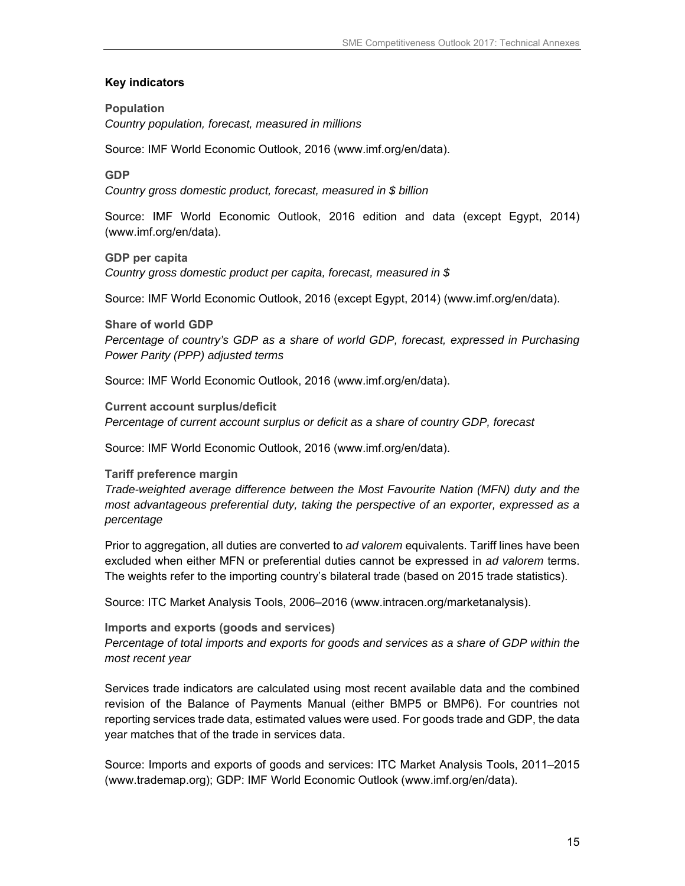## Key indicators

### Population

*Country population, forecast, measured in millions*

Source: IMF World Economic Outlook, 2016 (www.imf.org/en/data).

### GDP

*Country gross domestic product, forecast, measured in $ billion*

Source: IMF World Economic Outlook, 2016 edition and data (except Egypt, 2014) (www.imf.org/en/data).

### GDP per capita

*Country gross domestic product per capita, forecast, measured in $*

Source: IMF World Economic Outlook, 2016 (except Egypt, 2014) (www.imf.org/en/data).

### Share of world GDP

*Percentage of country's GDP as a share of world GDP, forecast, expressed in Purchasing Power Parity (PPP) adjusted terms*

Source: IMF World Economic Outlook, 2016 (www.imf.org/en/data).

### Current account surplus/deficit

*Percentage of current account surplus or deficit as a share of country GDP, forecast*

Source: IMF World Economic Outlook, 2016 (www.imf.org/en/data).

### Tariff preference margin

*Trade-weighted average difference between the Most Favourite Nation (MFN) duty and the most advantageous preferential duty, taking the perspective of an exporter, expressed as a percentage*

Prior to aggregation, all duties are converted to *ad valorem* equivalents. Tariff lines have been excluded when either MFN or preferential duties cannot be expressed in *ad valorem* terms. The weights refer to the importing country's bilateral trade (based on 2015 trade statistics).

Source: ITC Market Analysis Tools, 2006–2016 (www.intracen.org/marketanalysis).

### Imports and exports (goods and services)

*Percentage of total imports and exports for goods and services as a share of GDP within the most recent year*

Services trade indicators are calculated using most recent available data and the combined revision of the Balance of Payments Manual (either BMP5 or BMP6). For countries not reporting services trade data, estimated values were used. For goods trade and GDP, the data year matches that of the trade in services data.

Source: Imports and exports of goods and services: ITC Market Analysis Tools, 2011–2015 (www.trademap.org); GDP: IMF World Economic Outlook (www.imf.org/en/data).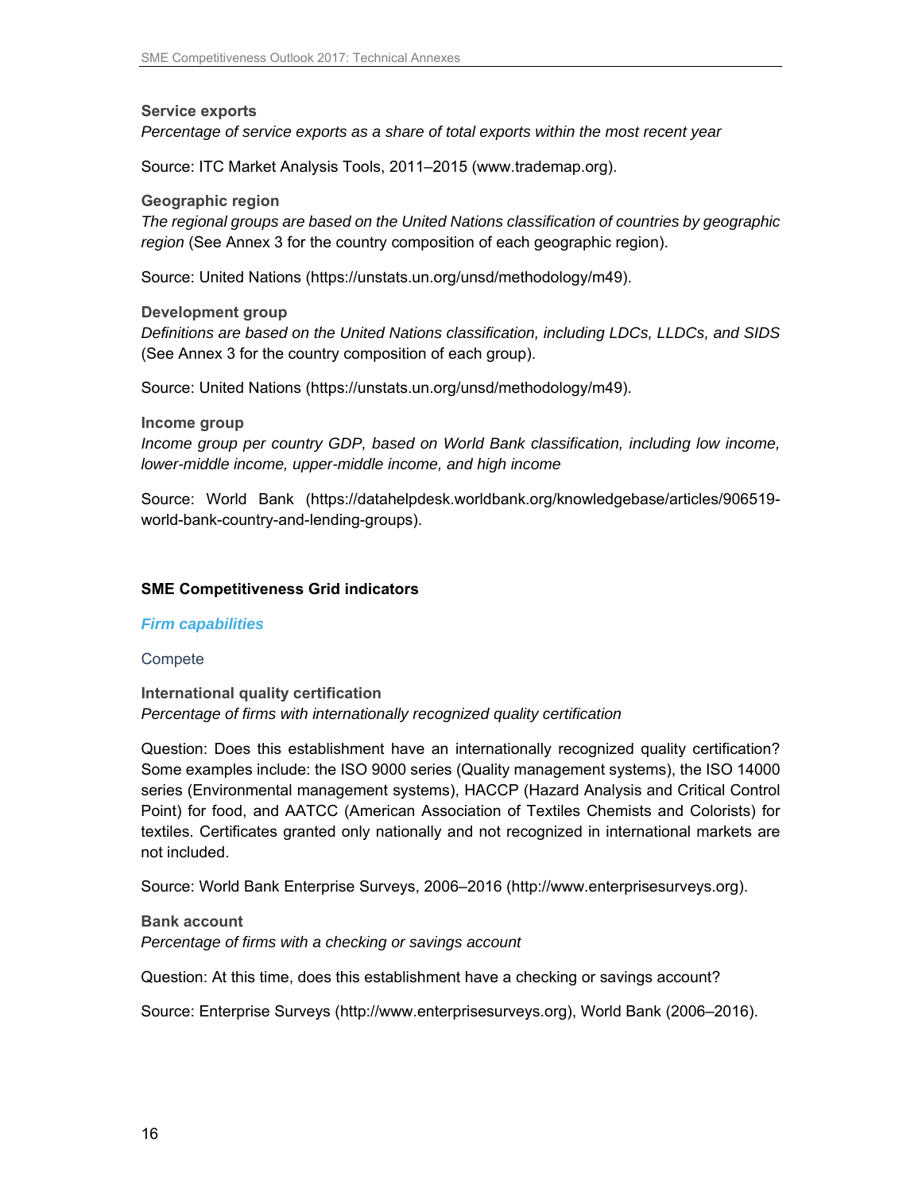**Service exports**

*Percentage of service exports as a share of total exports within the most recent year*

Source: ITC Market Analysis Tools, 2011–2015 (www.trademap.org).

**Geographic region**

*The regional groups are based on the United Nations classification of countries by geographic region* (See Annex 3 for the country composition of each geographic region).

Source: United Nations (https://unstats.un.org/unsd/methodology/m49).

**Development group**

*Definitions are based on the United Nations classification, including LDCs, LLDCs, and SIDS* (See Annex 3 for the country composition of each group).

Source: United Nations (https://unstats.un.org/unsd/methodology/m49).

**Income group**

*Income group per country GDP, based on World Bank classification, including low income, lower-middle income, upper-middle income, and high income*

Source: World Bank (https://datahelpdesk.worldbank.org/knowledgebase/articles/906519-world-bank-country-and-lending-groups).

## SME Competitiveness Grid indicators

### *Firm capabilities*

#### Compete

**International quality certification**

*Percentage of firms with internationally recognized quality certification*

Question: Does this establishment have an internationally recognized quality certification? Some examples include: the ISO 9000 series (Quality management systems), the ISO 14000 series (Environmental management systems), HACCP (Hazard Analysis and Critical Control Point) for food, and AATCC (American Association of Textiles Chemists and Colorists) for textiles. Certificates granted only nationally and not recognized in international markets are not included.

Source: World Bank Enterprise Surveys, 2006–2016 (http://www.enterprisesurveys.org).

**Bank account**

*Percentage of firms with a checking or savings account*

Question: At this time, does this establishment have a checking or savings account?

Source: Enterprise Surveys (http://www.enterprisesurveys.org), World Bank (2006–2016).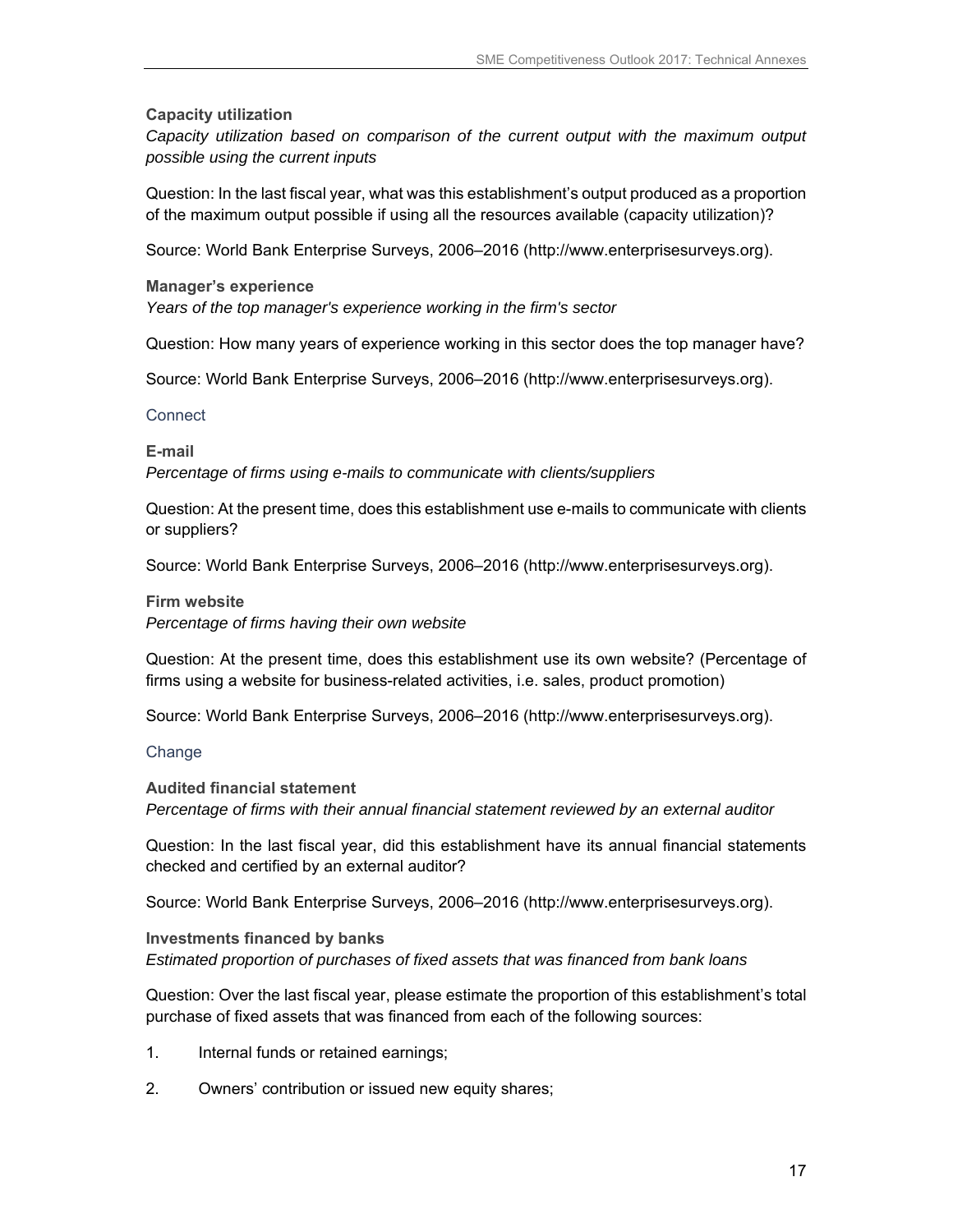**Capacity utilization**

*Capacity utilization based on comparison of the current output with the maximum output possible using the current inputs*

Question: In the last fiscal year, what was this establishment's output produced as a proportion of the maximum output possible if using all the resources available (capacity utilization)?

Source: World Bank Enterprise Surveys, 2006–2016 (http://www.enterprisesurveys.org).

**Manager's experience**

*Years of the top manager's experience working in the firm's sector*

Question: How many years of experience working in this sector does the top manager have?

Source: World Bank Enterprise Surveys, 2006–2016 (http://www.enterprisesurveys.org).

### Connect

**E-mail**

*Percentage of firms using e-mails to communicate with clients/suppliers*

Question: At the present time, does this establishment use e-mails to communicate with clients or suppliers?

Source: World Bank Enterprise Surveys, 2006–2016 (http://www.enterprisesurveys.org).

**Firm website**

*Percentage of firms having their own website*

Question: At the present time, does this establishment use its own website? (Percentage of firms using a website for business-related activities, i.e. sales, product promotion)

Source: World Bank Enterprise Surveys, 2006–2016 (http://www.enterprisesurveys.org).

### Change

**Audited financial statement**

*Percentage of firms with their annual financial statement reviewed by an external auditor*

Question: In the last fiscal year, did this establishment have its annual financial statements checked and certified by an external auditor?

Source: World Bank Enterprise Surveys, 2006–2016 (http://www.enterprisesurveys.org).

**Investments financed by banks**

*Estimated proportion of purchases of fixed assets that was financed from bank loans*

Question: Over the last fiscal year, please estimate the proportion of this establishment's total purchase of fixed assets that was financed from each of the following sources:

1. Internal funds or retained earnings;
2. Owners' contribution or issued new equity shares;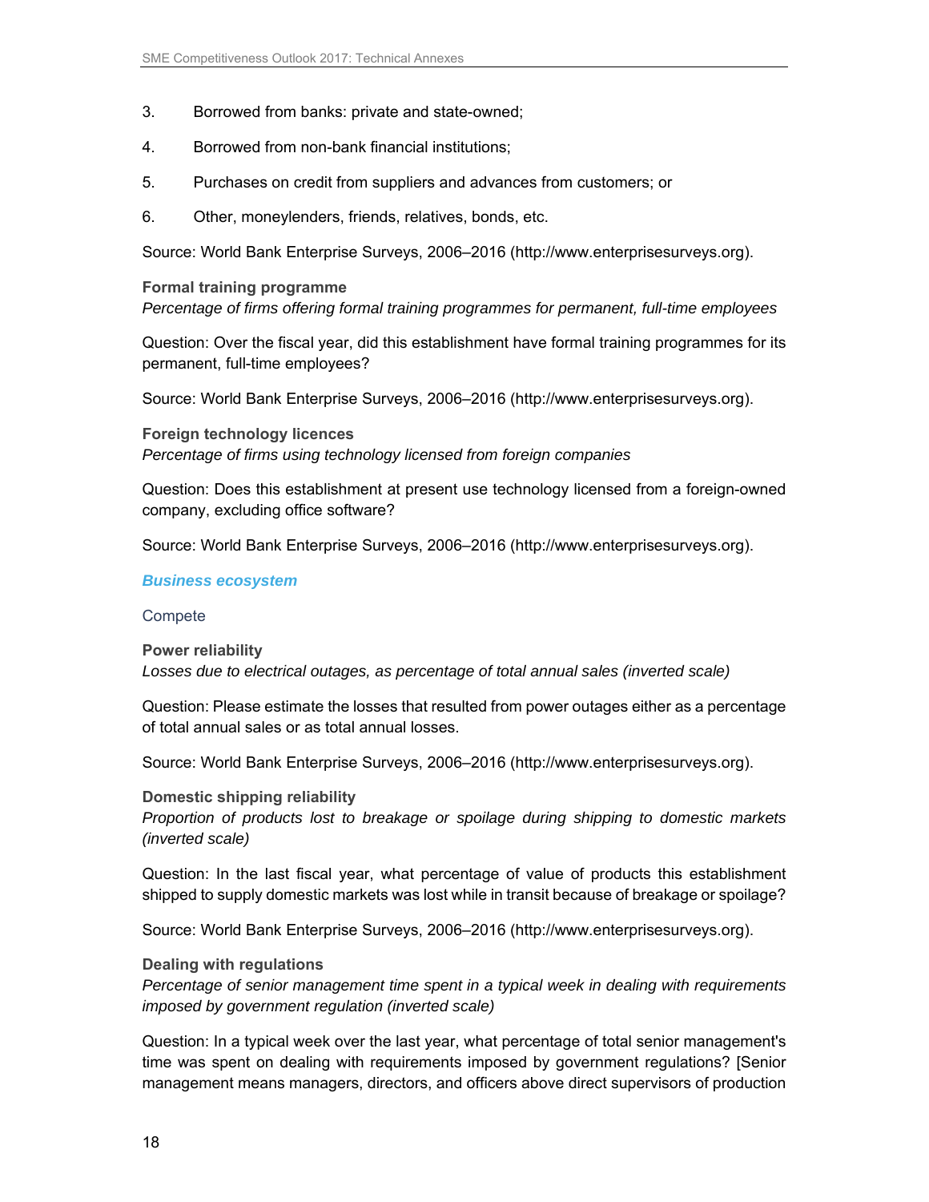3. Borrowed from banks: private and state-owned;
4. Borrowed from non-bank financial institutions;
5. Purchases on credit from suppliers and advances from customers; or
6. Other, moneylenders, friends, relatives, bonds, etc.

Source: World Bank Enterprise Surveys, 2006–2016 (http://www.enterprisesurveys.org).

**Formal training programme**
*Percentage of firms offering formal training programmes for permanent, full-time employees*

Question: Over the fiscal year, did this establishment have formal training programmes for its permanent, full-time employees?

Source: World Bank Enterprise Surveys, 2006–2016 (http://www.enterprisesurveys.org).

**Foreign technology licences**
*Percentage of firms using technology licensed from foreign companies*

Question: Does this establishment at present use technology licensed from a foreign-owned company, excluding office software?

Source: World Bank Enterprise Surveys, 2006–2016 (http://www.enterprisesurveys.org).

### *Business ecosystem*

#### Compete

**Power reliability**
*Losses due to electrical outages, as percentage of total annual sales (inverted scale)*

Question: Please estimate the losses that resulted from power outages either as a percentage of total annual sales or as total annual losses.

Source: World Bank Enterprise Surveys, 2006–2016 (http://www.enterprisesurveys.org).

**Domestic shipping reliability**
*Proportion of products lost to breakage or spoilage during shipping to domestic markets (inverted scale)*

Question: In the last fiscal year, what percentage of value of products this establishment shipped to supply domestic markets was lost while in transit because of breakage or spoilage?

Source: World Bank Enterprise Surveys, 2006–2016 (http://www.enterprisesurveys.org).

**Dealing with regulations**
*Percentage of senior management time spent in a typical week in dealing with requirements imposed by government regulation (inverted scale)*

Question: In a typical week over the last year, what percentage of total senior management's time was spent on dealing with requirements imposed by government regulations? [Senior management means managers, directors, and officers above direct supervisors of production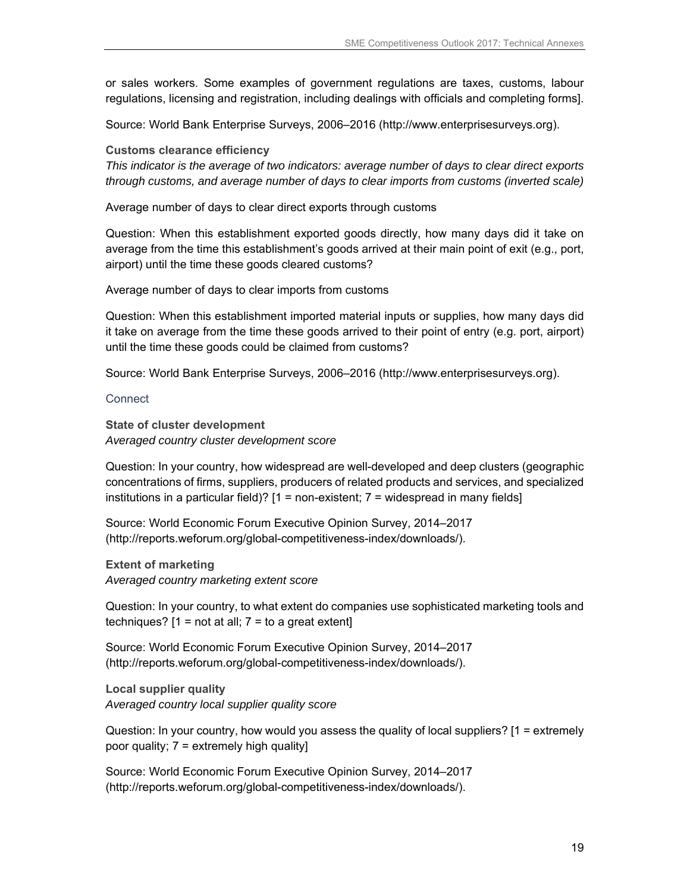or sales workers. Some examples of government regulations are taxes, customs, labour regulations, licensing and registration, including dealings with officials and completing forms].

Source: World Bank Enterprise Surveys, 2006–2016 (http://www.enterprisesurveys.org).

**Customs clearance efficiency**

*This indicator is the average of two indicators: average number of days to clear direct exports through customs, and average number of days to clear imports from customs (inverted scale)*

Average number of days to clear direct exports through customs

Question: When this establishment exported goods directly, how many days did it take on average from the time this establishment's goods arrived at their main point of exit (e.g., port, airport) until the time these goods cleared customs?

Average number of days to clear imports from customs

Question: When this establishment imported material inputs or supplies, how many days did it take on average from the time these goods arrived to their point of entry (e.g. port, airport) until the time these goods could be claimed from customs?

Source: World Bank Enterprise Surveys, 2006–2016 (http://www.enterprisesurveys.org).

### Connect

**State of cluster development**

*Averaged country cluster development score*

Question: In your country, how widespread are well-developed and deep clusters (geographic concentrations of firms, suppliers, producers of related products and services, and specialized institutions in a particular field)? [1 = non-existent; 7 = widespread in many fields]

Source: World Economic Forum Executive Opinion Survey, 2014–2017 (http://reports.weforum.org/global-competitiveness-index/downloads/).

**Extent of marketing**

*Averaged country marketing extent score*

Question: In your country, to what extent do companies use sophisticated marketing tools and techniques? [1 = not at all; 7 = to a great extent]

Source: World Economic Forum Executive Opinion Survey, 2014–2017 (http://reports.weforum.org/global-competitiveness-index/downloads/).

**Local supplier quality**

*Averaged country local supplier quality score*

Question: In your country, how would you assess the quality of local suppliers? [1 = extremely poor quality; 7 = extremely high quality]

Source: World Economic Forum Executive Opinion Survey, 2014–2017 (http://reports.weforum.org/global-competitiveness-index/downloads/).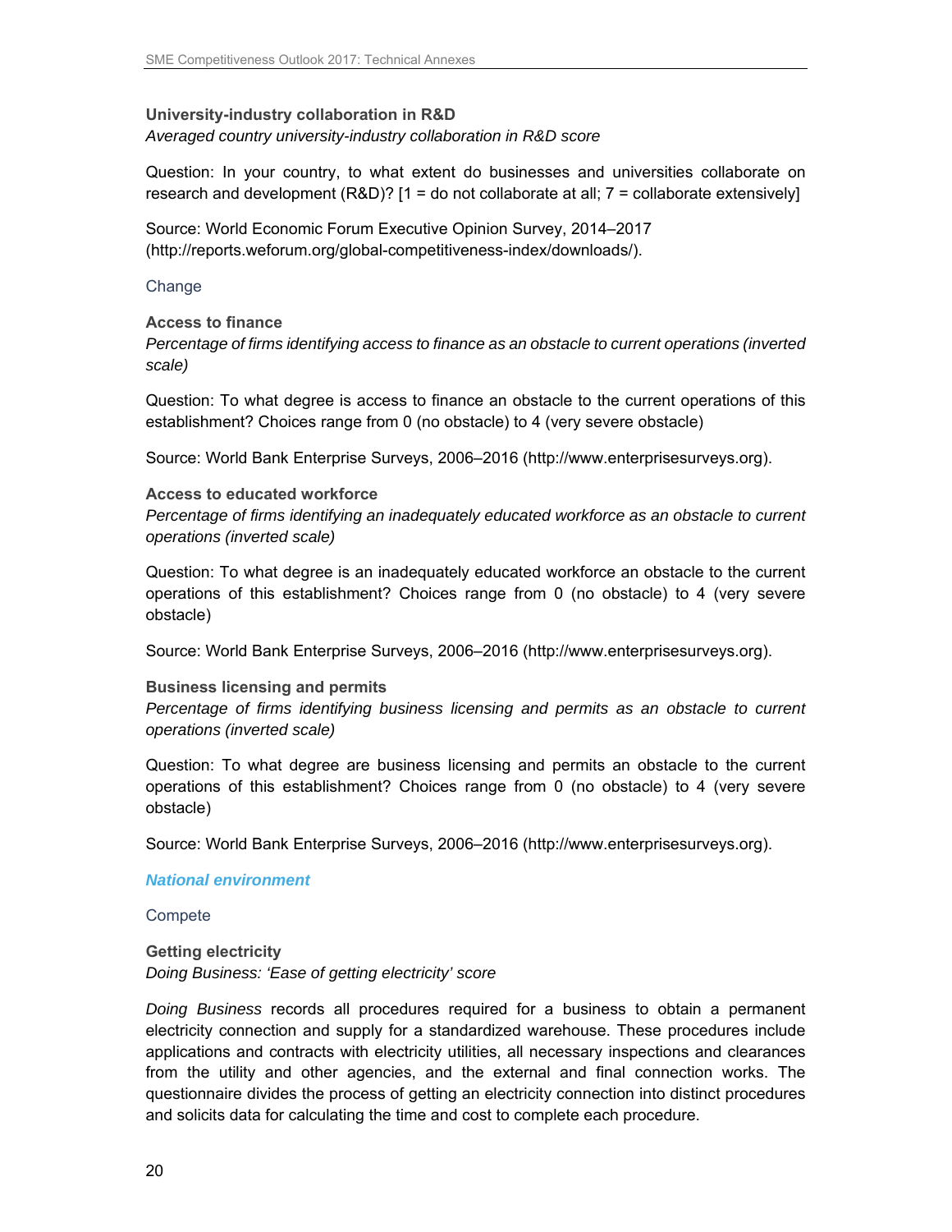**University-industry collaboration in R&D**

*Averaged country university-industry collaboration in R&D score*

Question: In your country, to what extent do businesses and universities collaborate on research and development (R&D)? [1 = do not collaborate at all; 7 = collaborate extensively]

Source: World Economic Forum Executive Opinion Survey, 2014–2017 (http://reports.weforum.org/global-competitiveness-index/downloads/).

Change

**Access to finance**

*Percentage of firms identifying access to finance as an obstacle to current operations (inverted scale)*

Question: To what degree is access to finance an obstacle to the current operations of this establishment? Choices range from 0 (no obstacle) to 4 (very severe obstacle)

Source: World Bank Enterprise Surveys, 2006–2016 (http://www.enterprisesurveys.org).

**Access to educated workforce**

*Percentage of firms identifying an inadequately educated workforce as an obstacle to current operations (inverted scale)*

Question: To what degree is an inadequately educated workforce an obstacle to the current operations of this establishment? Choices range from 0 (no obstacle) to 4 (very severe obstacle)

Source: World Bank Enterprise Surveys, 2006–2016 (http://www.enterprisesurveys.org).

**Business licensing and permits**

*Percentage of firms identifying business licensing and permits as an obstacle to current operations (inverted scale)*

Question: To what degree are business licensing and permits an obstacle to the current operations of this establishment? Choices range from 0 (no obstacle) to 4 (very severe obstacle)

Source: World Bank Enterprise Surveys, 2006–2016 (http://www.enterprisesurveys.org).

***National environment***

Compete

**Getting electricity**

*Doing Business: 'Ease of getting electricity' score*

*Doing Business* records all procedures required for a business to obtain a permanent electricity connection and supply for a standardized warehouse. These procedures include applications and contracts with electricity utilities, all necessary inspections and clearances from the utility and other agencies, and the external and final connection works. The questionnaire divides the process of getting an electricity connection into distinct procedures and solicits data for calculating the time and cost to complete each procedure.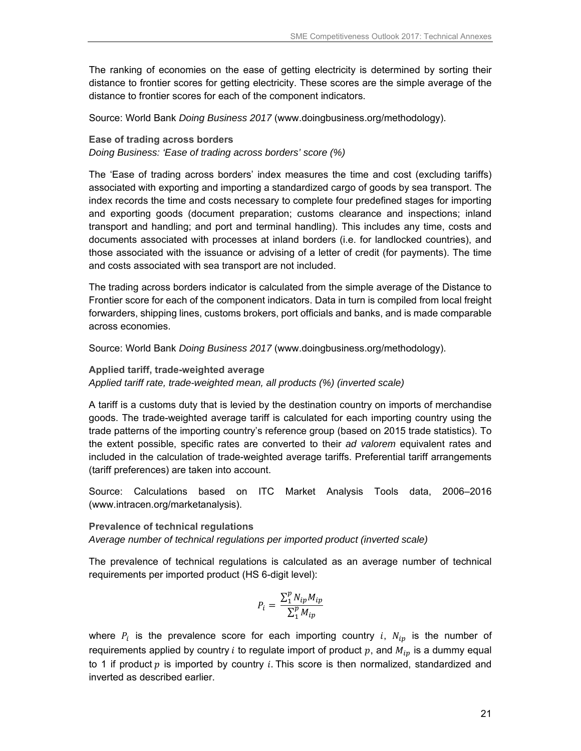The ranking of economies on the ease of getting electricity is determined by sorting their distance to frontier scores for getting electricity. These scores are the simple average of the distance to frontier scores for each of the component indicators.

Source: World Bank *Doing Business 2017* (www.doingbusiness.org/methodology).

**Ease of trading across borders**

*Doing Business: 'Ease of trading across borders' score (%)*

The 'Ease of trading across borders' index measures the time and cost (excluding tariffs) associated with exporting and importing a standardized cargo of goods by sea transport. The index records the time and costs necessary to complete four predefined stages for importing and exporting goods (document preparation; customs clearance and inspections; inland transport and handling; and port and terminal handling). This includes any time, costs and documents associated with processes at inland borders (i.e. for landlocked countries), and those associated with the issuance or advising of a letter of credit (for payments). The time and costs associated with sea transport are not included.

The trading across borders indicator is calculated from the simple average of the Distance to Frontier score for each of the component indicators. Data in turn is compiled from local freight forwarders, shipping lines, customs brokers, port officials and banks, and is made comparable across economies.

Source: World Bank *Doing Business 2017* (www.doingbusiness.org/methodology).

**Applied tariff, trade-weighted average**

*Applied tariff rate, trade-weighted mean, all products (%) (inverted scale)*

A tariff is a customs duty that is levied by the destination country on imports of merchandise goods. The trade-weighted average tariff is calculated for each importing country using the trade patterns of the importing country's reference group (based on 2015 trade statistics). To the extent possible, specific rates are converted to their *ad valorem* equivalent rates and included in the calculation of trade-weighted average tariffs. Preferential tariff arrangements (tariff preferences) are taken into account.

Source: Calculations based on ITC Market Analysis Tools data, 2006–2016 (www.intracen.org/marketanalysis).

**Prevalence of technical regulations**

*Average number of technical regulations per imported product (inverted scale)*

The prevalence of technical regulations is calculated as an average number of technical requirements per imported product (HS 6-digit level):

$$P_i = \frac{\sum_1^p N_{ip} M_{ip}}{\sum_1^p M_{ip}}$$

where $P_i$ is the prevalence score for each importing country $i$, $N_{ip}$ is the number of requirements applied by country $i$ to regulate import of product $p$, and $M_{ip}$ is a dummy equal to 1 if product $p$ is imported by country $i$. This score is then normalized, standardized and inverted as described earlier.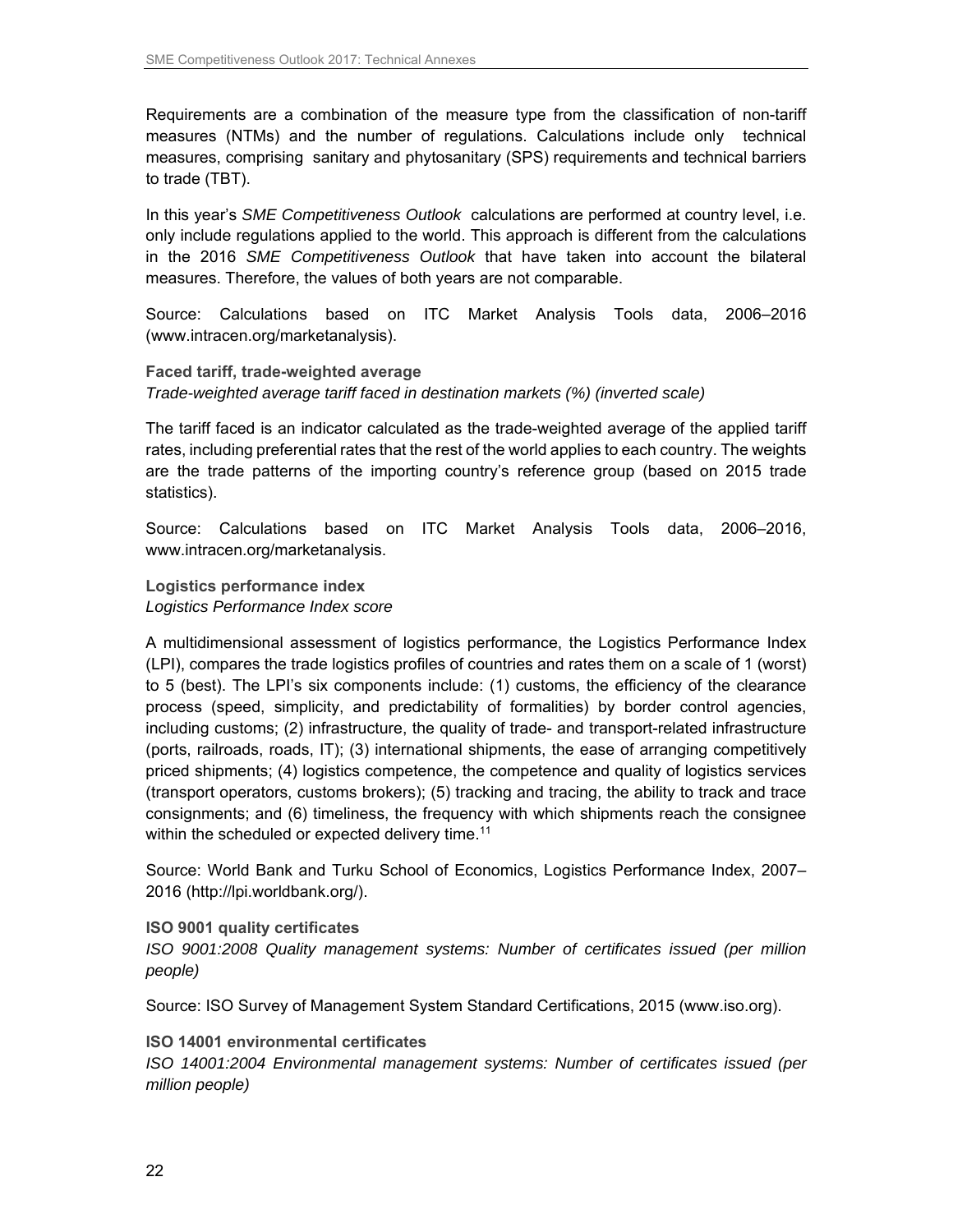Requirements are a combination of the measure type from the classification of non-tariff measures (NTMs) and the number of regulations. Calculations include only technical measures, comprising sanitary and phytosanitary (SPS) requirements and technical barriers to trade (TBT).

In this year's *SME Competitiveness Outlook* calculations are performed at country level, i.e. only include regulations applied to the world. This approach is different from the calculations in the 2016 *SME Competitiveness Outlook* that have taken into account the bilateral measures. Therefore, the values of both years are not comparable.

Source: Calculations based on ITC Market Analysis Tools data, 2006–2016 (www.intracen.org/marketanalysis).

**Faced tariff, trade-weighted average**
*Trade-weighted average tariff faced in destination markets (%) (inverted scale)*

The tariff faced is an indicator calculated as the trade-weighted average of the applied tariff rates, including preferential rates that the rest of the world applies to each country. The weights are the trade patterns of the importing country's reference group (based on 2015 trade statistics).

Source: Calculations based on ITC Market Analysis Tools data, 2006–2016, www.intracen.org/marketanalysis.

**Logistics performance index**
*Logistics Performance Index score*

A multidimensional assessment of logistics performance, the Logistics Performance Index (LPI), compares the trade logistics profiles of countries and rates them on a scale of 1 (worst) to 5 (best). The LPI's six components include: (1) customs, the efficiency of the clearance process (speed, simplicity, and predictability of formalities) by border control agencies, including customs; (2) infrastructure, the quality of trade- and transport-related infrastructure (ports, railroads, roads, IT); (3) international shipments, the ease of arranging competitively priced shipments; (4) logistics competence, the competence and quality of logistics services (transport operators, customs brokers); (5) tracking and tracing, the ability to track and trace consignments; and (6) timeliness, the frequency with which shipments reach the consignee within the scheduled or expected delivery time.[11]

Source: World Bank and Turku School of Economics, Logistics Performance Index, 2007–2016 (http://lpi.worldbank.org/).

**ISO 9001 quality certificates**
*ISO 9001:2008 Quality management systems: Number of certificates issued (per million people)*

Source: ISO Survey of Management System Standard Certifications, 2015 (www.iso.org).

**ISO 14001 environmental certificates**
*ISO 14001:2004 Environmental management systems: Number of certificates issued (per million people)*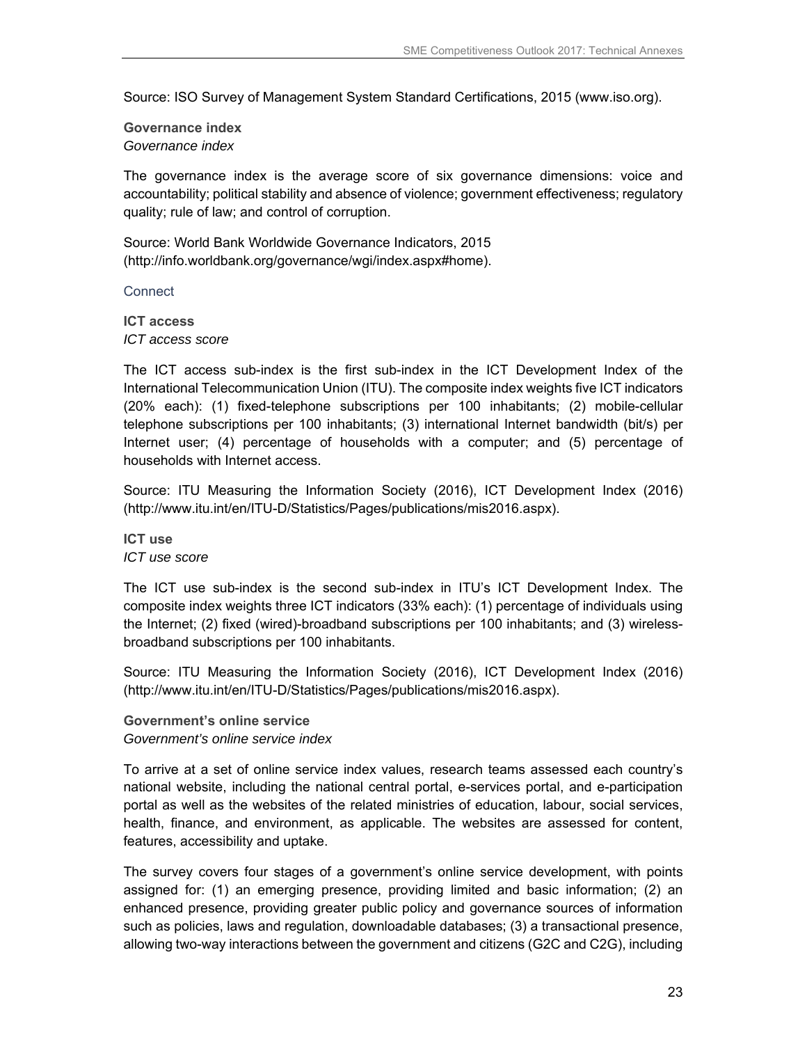Source: ISO Survey of Management System Standard Certifications, 2015 (www.iso.org).

**Governance index**
*Governance index*

The governance index is the average score of six governance dimensions: voice and accountability; political stability and absence of violence; government effectiveness; regulatory quality; rule of law; and control of corruption.

Source: World Bank Worldwide Governance Indicators, 2015 (http://info.worldbank.org/governance/wgi/index.aspx#home).

### Connect

**ICT access**
*ICT access score*

The ICT access sub-index is the first sub-index in the ICT Development Index of the International Telecommunication Union (ITU). The composite index weights five ICT indicators (20% each): (1) fixed-telephone subscriptions per 100 inhabitants; (2) mobile-cellular telephone subscriptions per 100 inhabitants; (3) international Internet bandwidth (bit/s) per Internet user; (4) percentage of households with a computer; and (5) percentage of households with Internet access.

Source: ITU Measuring the Information Society (2016), ICT Development Index (2016) (http://www.itu.int/en/ITU-D/Statistics/Pages/publications/mis2016.aspx).

**ICT use**
*ICT use score*

The ICT use sub-index is the second sub-index in ITU's ICT Development Index. The composite index weights three ICT indicators (33% each): (1) percentage of individuals using the Internet; (2) fixed (wired)-broadband subscriptions per 100 inhabitants; and (3) wireless-broadband subscriptions per 100 inhabitants.

Source: ITU Measuring the Information Society (2016), ICT Development Index (2016) (http://www.itu.int/en/ITU-D/Statistics/Pages/publications/mis2016.aspx).

**Government's online service**
*Government's online service index*

To arrive at a set of online service index values, research teams assessed each country's national website, including the national central portal, e-services portal, and e-participation portal as well as the websites of the related ministries of education, labour, social services, health, finance, and environment, as applicable. The websites are assessed for content, features, accessibility and uptake.

The survey covers four stages of a government's online service development, with points assigned for: (1) an emerging presence, providing limited and basic information; (2) an enhanced presence, providing greater public policy and governance sources of information such as policies, laws and regulation, downloadable databases; (3) a transactional presence, allowing two-way interactions between the government and citizens (G2C and C2G), including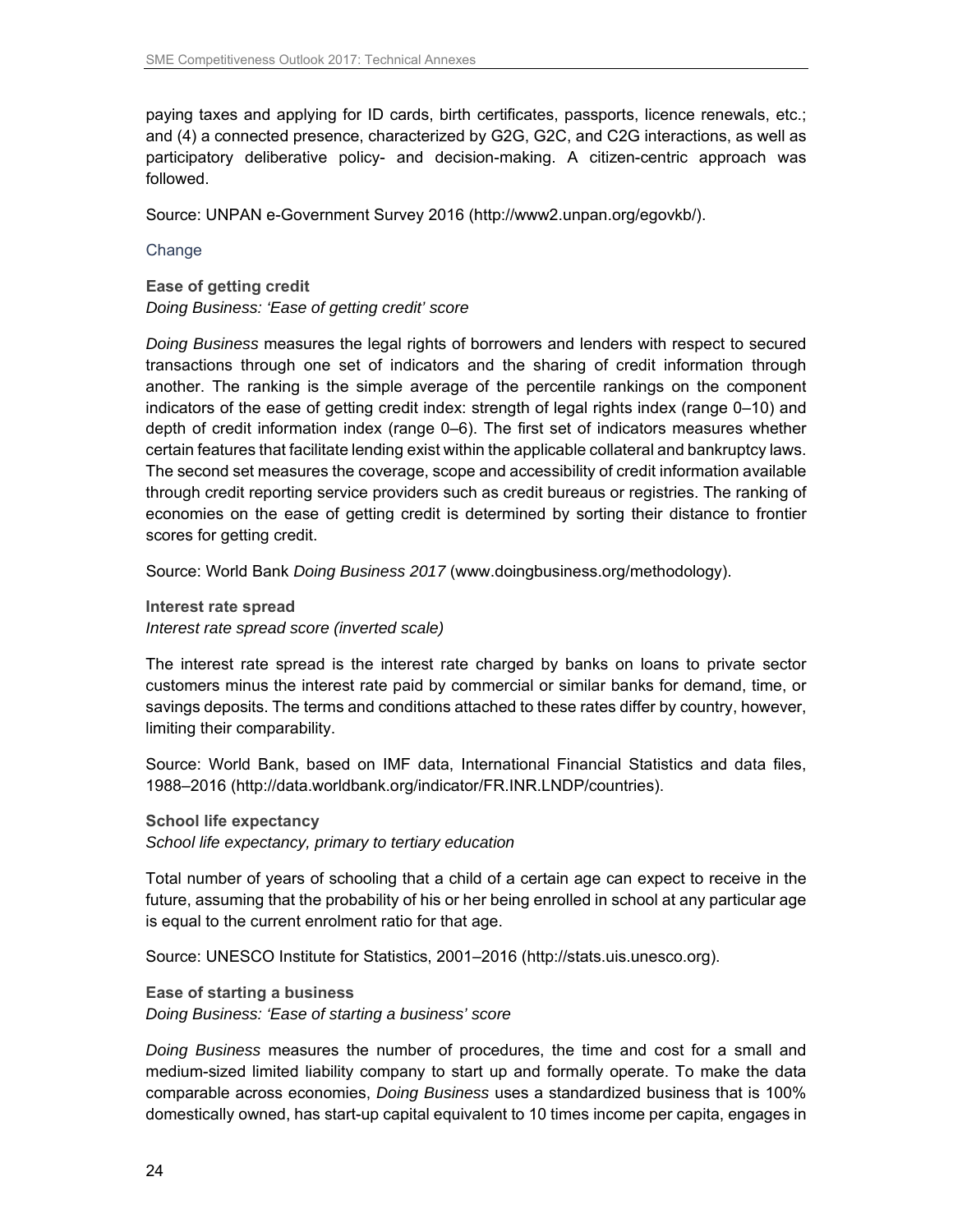paying taxes and applying for ID cards, birth certificates, passports, licence renewals, etc.; and (4) a connected presence, characterized by G2G, G2C, and C2G interactions, as well as participatory deliberative policy- and decision-making. A citizen-centric approach was followed.

Source: UNPAN e-Government Survey 2016 (http://www2.unpan.org/egovkb/).

### Change

**Ease of getting credit**
*Doing Business: 'Ease of getting credit' score*

*Doing Business* measures the legal rights of borrowers and lenders with respect to secured transactions through one set of indicators and the sharing of credit information through another. The ranking is the simple average of the percentile rankings on the component indicators of the ease of getting credit index: strength of legal rights index (range 0–10) and depth of credit information index (range 0–6). The first set of indicators measures whether certain features that facilitate lending exist within the applicable collateral and bankruptcy laws. The second set measures the coverage, scope and accessibility of credit information available through credit reporting service providers such as credit bureaus or registries. The ranking of economies on the ease of getting credit is determined by sorting their distance to frontier scores for getting credit.

Source: World Bank *Doing Business 2017* (www.doingbusiness.org/methodology).

**Interest rate spread**
*Interest rate spread score (inverted scale)*

The interest rate spread is the interest rate charged by banks on loans to private sector customers minus the interest rate paid by commercial or similar banks for demand, time, or savings deposits. The terms and conditions attached to these rates differ by country, however, limiting their comparability.

Source: World Bank, based on IMF data, International Financial Statistics and data files, 1988–2016 (http://data.worldbank.org/indicator/FR.INR.LNDP/countries).

**School life expectancy**
*School life expectancy, primary to tertiary education*

Total number of years of schooling that a child of a certain age can expect to receive in the future, assuming that the probability of his or her being enrolled in school at any particular age is equal to the current enrolment ratio for that age.

Source: UNESCO Institute for Statistics, 2001–2016 (http://stats.uis.unesco.org).

**Ease of starting a business**
*Doing Business: 'Ease of starting a business' score*

*Doing Business* measures the number of procedures, the time and cost for a small and medium-sized limited liability company to start up and formally operate. To make the data comparable across economies, *Doing Business* uses a standardized business that is 100% domestically owned, has start-up capital equivalent to 10 times income per capita, engages in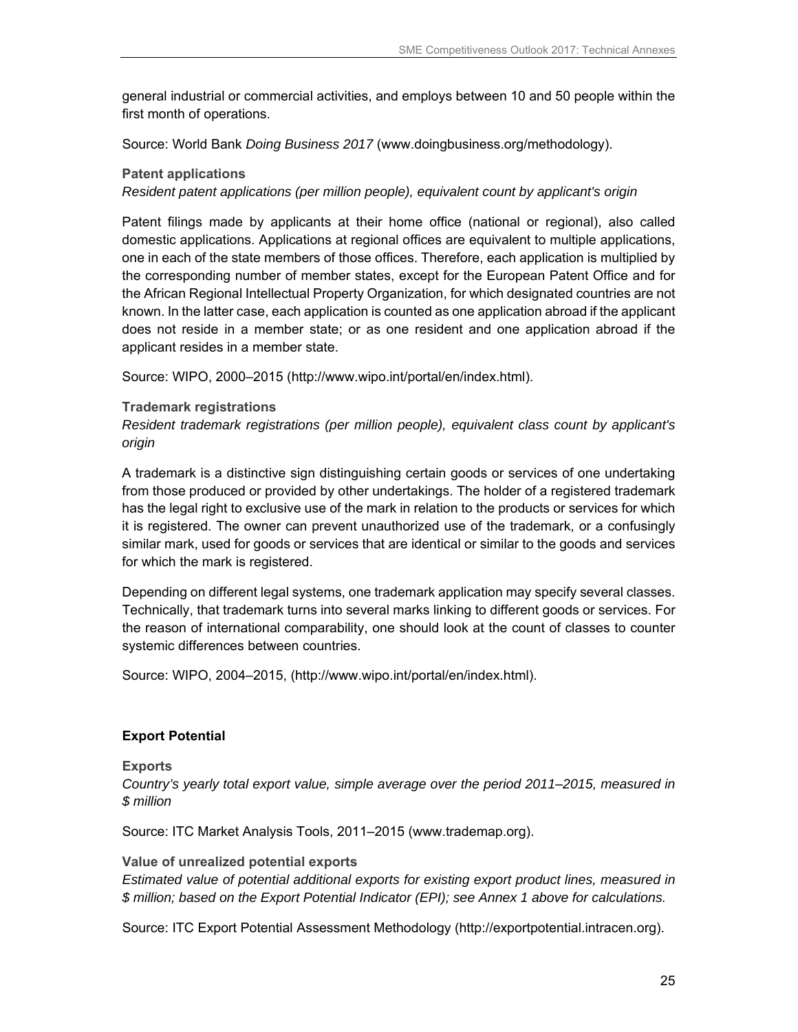general industrial or commercial activities, and employs between 10 and 50 people within the first month of operations.

Source: World Bank *Doing Business 2017* (www.doingbusiness.org/methodology).

**Patent applications**

*Resident patent applications (per million people), equivalent count by applicant's origin*

Patent filings made by applicants at their home office (national or regional), also called domestic applications. Applications at regional offices are equivalent to multiple applications, one in each of the state members of those offices. Therefore, each application is multiplied by the corresponding number of member states, except for the European Patent Office and for the African Regional Intellectual Property Organization, for which designated countries are not known. In the latter case, each application is counted as one application abroad if the applicant does not reside in a member state; or as one resident and one application abroad if the applicant resides in a member state.

Source: WIPO, 2000–2015 (http://www.wipo.int/portal/en/index.html).

**Trademark registrations**

*Resident trademark registrations (per million people), equivalent class count by applicant's origin*

A trademark is a distinctive sign distinguishing certain goods or services of one undertaking from those produced or provided by other undertakings. The holder of a registered trademark has the legal right to exclusive use of the mark in relation to the products or services for which it is registered. The owner can prevent unauthorized use of the trademark, or a confusingly similar mark, used for goods or services that are identical or similar to the goods and services for which the mark is registered.

Depending on different legal systems, one trademark application may specify several classes. Technically, that trademark turns into several marks linking to different goods or services. For the reason of international comparability, one should look at the count of classes to counter systemic differences between countries.

Source: WIPO, 2004–2015, (http://www.wipo.int/portal/en/index.html).

## Export Potential

**Exports**

*Country's yearly total export value, simple average over the period 2011–2015, measured in $ million*

Source: ITC Market Analysis Tools, 2011–2015 (www.trademap.org).

**Value of unrealized potential exports**

*Estimated value of potential additional exports for existing export product lines, measured in $ million; based on the Export Potential Indicator (EPI); see Annex 1 above for calculations.*

Source: ITC Export Potential Assessment Methodology (http://exportpotential.intracen.org).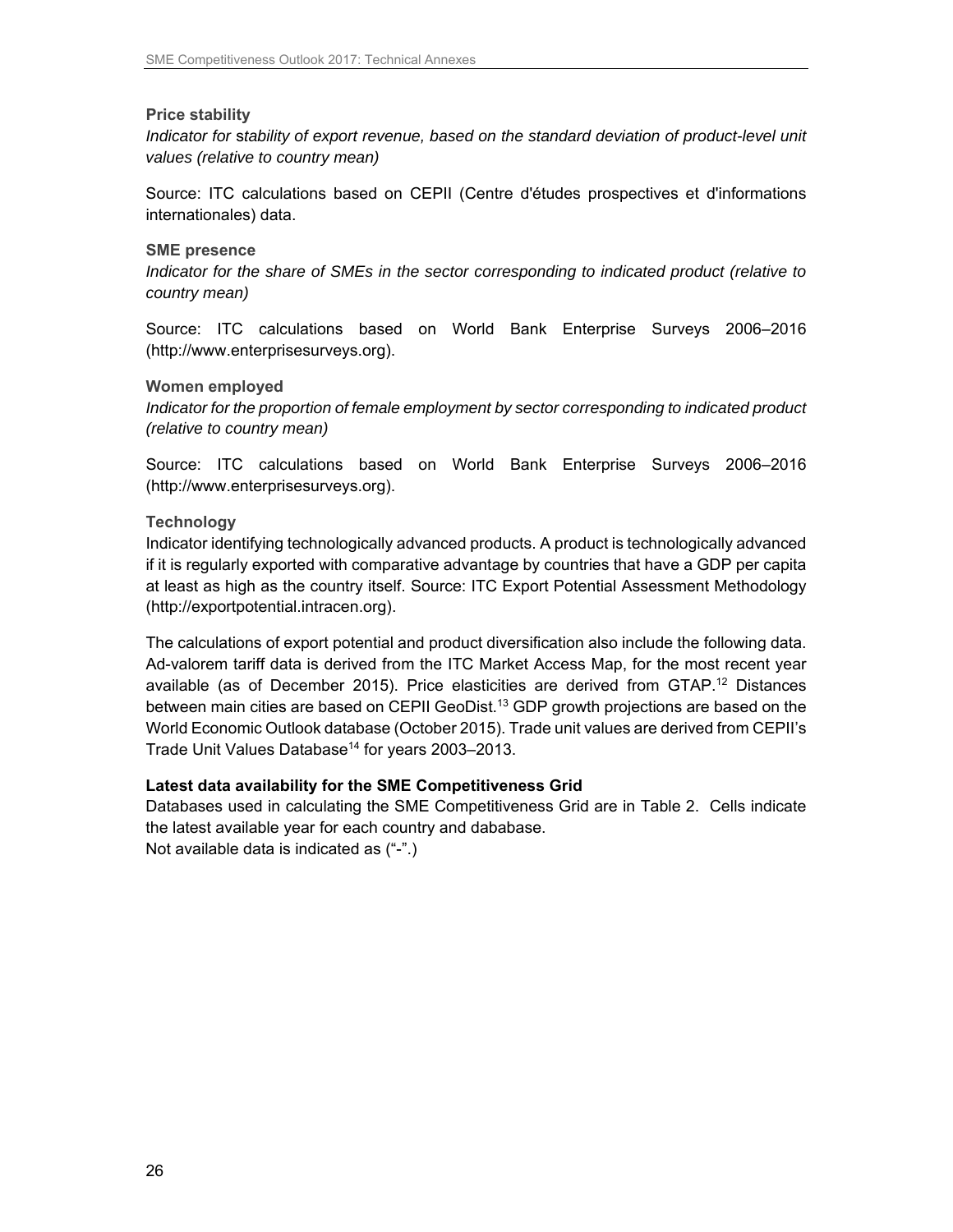**Price stability**

*Indicator for stability of export revenue, based on the standard deviation of product-level unit values (relative to country mean)*

Source: ITC calculations based on CEPII (Centre d'études prospectives et d'informations internationales) data.

**SME presence**

*Indicator for the share of SMEs in the sector corresponding to indicated product (relative to country mean)*

Source: ITC calculations based on World Bank Enterprise Surveys 2006–2016 (http://www.enterprisesurveys.org).

**Women employed**

*Indicator for the proportion of female employment by sector corresponding to indicated product (relative to country mean)*

Source: ITC calculations based on World Bank Enterprise Surveys 2006–2016 (http://www.enterprisesurveys.org).

**Technology**

Indicator identifying technologically advanced products. A product is technologically advanced if it is regularly exported with comparative advantage by countries that have a GDP per capita at least as high as the country itself. Source: ITC Export Potential Assessment Methodology (http://exportpotential.intracen.org).

The calculations of export potential and product diversification also include the following data. Ad-valorem tariff data is derived from the ITC Market Access Map, for the most recent year available (as of December 2015). Price elasticities are derived from GTAP.[12] Distances between main cities are based on CEPII GeoDist.[13] GDP growth projections are based on the World Economic Outlook database (October 2015). Trade unit values are derived from CEPII's Trade Unit Values Database[14] for years 2003–2013.

**Latest data availability for the SME Competitiveness Grid**

Databases used in calculating the SME Competitiveness Grid are in Table 2. Cells indicate the latest available year for each country and dababase.
Not available data is indicated as ("-".)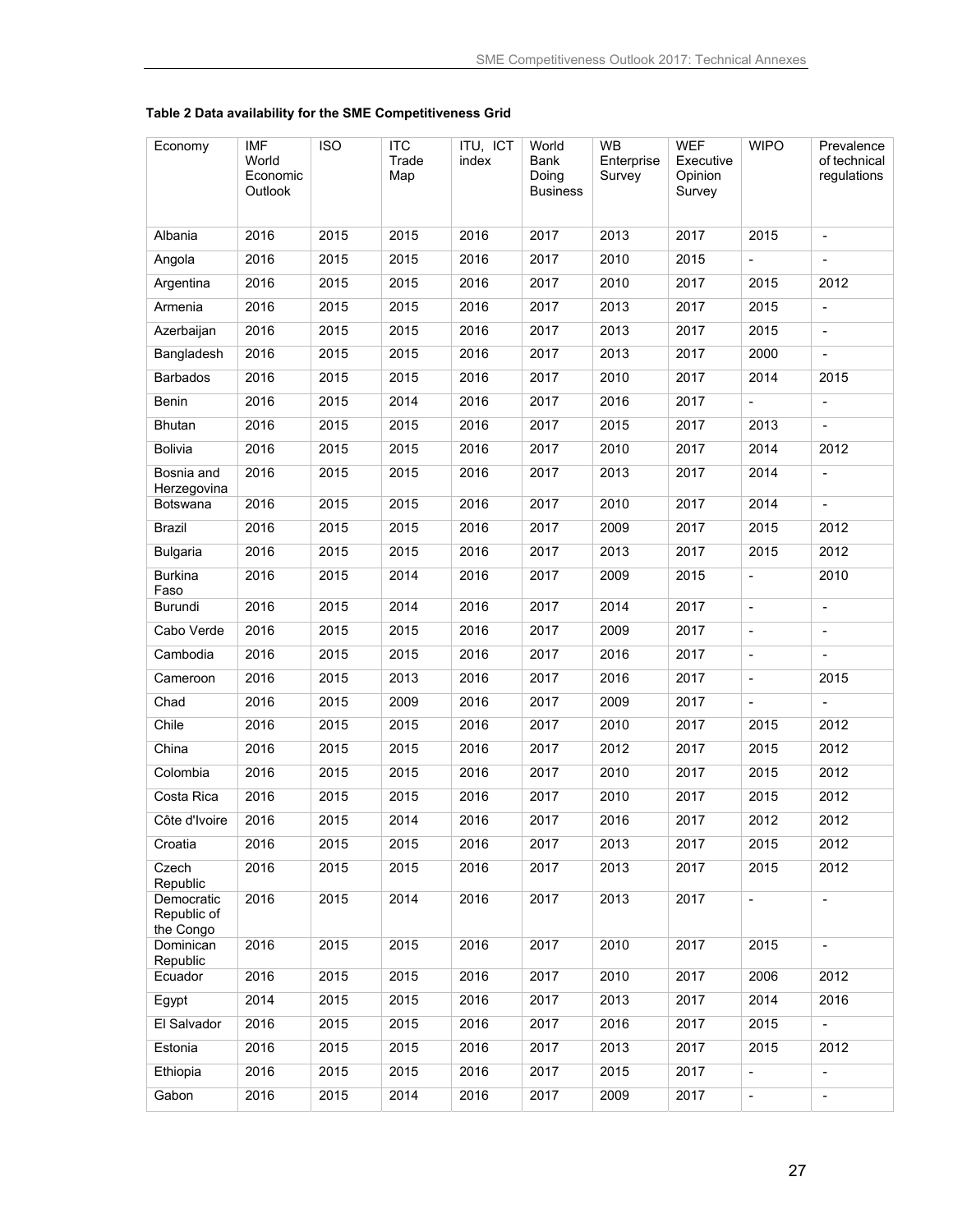**Table 2 Data availability for the SME Competitiveness Grid**

| Economy | IMF World Economic Outlook | ISO | ITC Trade Map | ITU, ICT index | World Bank Doing Business | WB Enterprise Survey | WEF Executive Opinion Survey | WIPO | Prevalence of technical regulations |
|---|---|---|---|---|---|---|---|---|---|
| Albania | 2016 | 2015 | 2015 | 2016 | 2017 | 2013 | 2017 | 2015 | - |
| Angola | 2016 | 2015 | 2015 | 2016 | 2017 | 2010 | 2015 | - | - |
| Argentina | 2016 | 2015 | 2015 | 2016 | 2017 | 2010 | 2017 | 2015 | 2012 |
| Armenia | 2016 | 2015 | 2015 | 2016 | 2017 | 2013 | 2017 | 2015 | - |
| Azerbaijan | 2016 | 2015 | 2015 | 2016 | 2017 | 2013 | 2017 | 2015 | - |
| Bangladesh | 2016 | 2015 | 2015 | 2016 | 2017 | 2013 | 2017 | 2000 | - |
| Barbados | 2016 | 2015 | 2015 | 2016 | 2017 | 2010 | 2017 | 2014 | 2015 |
| Benin | 2016 | 2015 | 2014 | 2016 | 2017 | 2016 | 2017 | - | - |
| Bhutan | 2016 | 2015 | 2015 | 2016 | 2017 | 2015 | 2017 | 2013 | - |
| Bolivia | 2016 | 2015 | 2015 | 2016 | 2017 | 2010 | 2017 | 2014 | 2012 |
| Bosnia and Herzegovina | 2016 | 2015 | 2015 | 2016 | 2017 | 2013 | 2017 | 2014 | - |
| Botswana | 2016 | 2015 | 2015 | 2016 | 2017 | 2010 | 2017 | 2014 | - |
| Brazil | 2016 | 2015 | 2015 | 2016 | 2017 | 2009 | 2017 | 2015 | 2012 |
| Bulgaria | 2016 | 2015 | 2015 | 2016 | 2017 | 2013 | 2017 | 2015 | 2012 |
| Burkina Faso | 2016 | 2015 | 2014 | 2016 | 2017 | 2009 | 2015 | - | 2010 |
| Burundi | 2016 | 2015 | 2014 | 2016 | 2017 | 2014 | 2017 | - | - |
| Cabo Verde | 2016 | 2015 | 2015 | 2016 | 2017 | 2009 | 2017 | - | - |
| Cambodia | 2016 | 2015 | 2015 | 2016 | 2017 | 2016 | 2017 | - | - |
| Cameroon | 2016 | 2015 | 2013 | 2016 | 2017 | 2016 | 2017 | - | 2015 |
| Chad | 2016 | 2015 | 2009 | 2016 | 2017 | 2009 | 2017 | - | - |
| Chile | 2016 | 2015 | 2015 | 2016 | 2017 | 2010 | 2017 | 2015 | 2012 |
| China | 2016 | 2015 | 2015 | 2016 | 2017 | 2012 | 2017 | 2015 | 2012 |
| Colombia | 2016 | 2015 | 2015 | 2016 | 2017 | 2010 | 2017 | 2015 | 2012 |
| Costa Rica | 2016 | 2015 | 2015 | 2016 | 2017 | 2010 | 2017 | 2015 | 2012 |
| Côte d'Ivoire | 2016 | 2015 | 2014 | 2016 | 2017 | 2016 | 2017 | 2012 | 2012 |
| Croatia | 2016 | 2015 | 2015 | 2016 | 2017 | 2013 | 2017 | 2015 | 2012 |
| Czech Republic | 2016 | 2015 | 2015 | 2016 | 2017 | 2013 | 2017 | 2015 | 2012 |
| Democratic Republic of the Congo | 2016 | 2015 | 2014 | 2016 | 2017 | 2013 | 2017 | - | - |
| Dominican Republic | 2016 | 2015 | 2015 | 2016 | 2017 | 2010 | 2017 | 2015 | - |
| Ecuador | 2016 | 2015 | 2015 | 2016 | 2017 | 2010 | 2017 | 2006 | 2012 |
| Egypt | 2014 | 2015 | 2015 | 2016 | 2017 | 2013 | 2017 | 2014 | 2016 |
| El Salvador | 2016 | 2015 | 2015 | 2016 | 2017 | 2016 | 2017 | 2015 | - |
| Estonia | 2016 | 2015 | 2015 | 2016 | 2017 | 2013 | 2017 | 2015 | 2012 |
| Ethiopia | 2016 | 2015 | 2015 | 2016 | 2017 | 2015 | 2017 | - | - |
| Gabon | 2016 | 2015 | 2014 | 2016 | 2017 | 2009 | 2017 | - | - |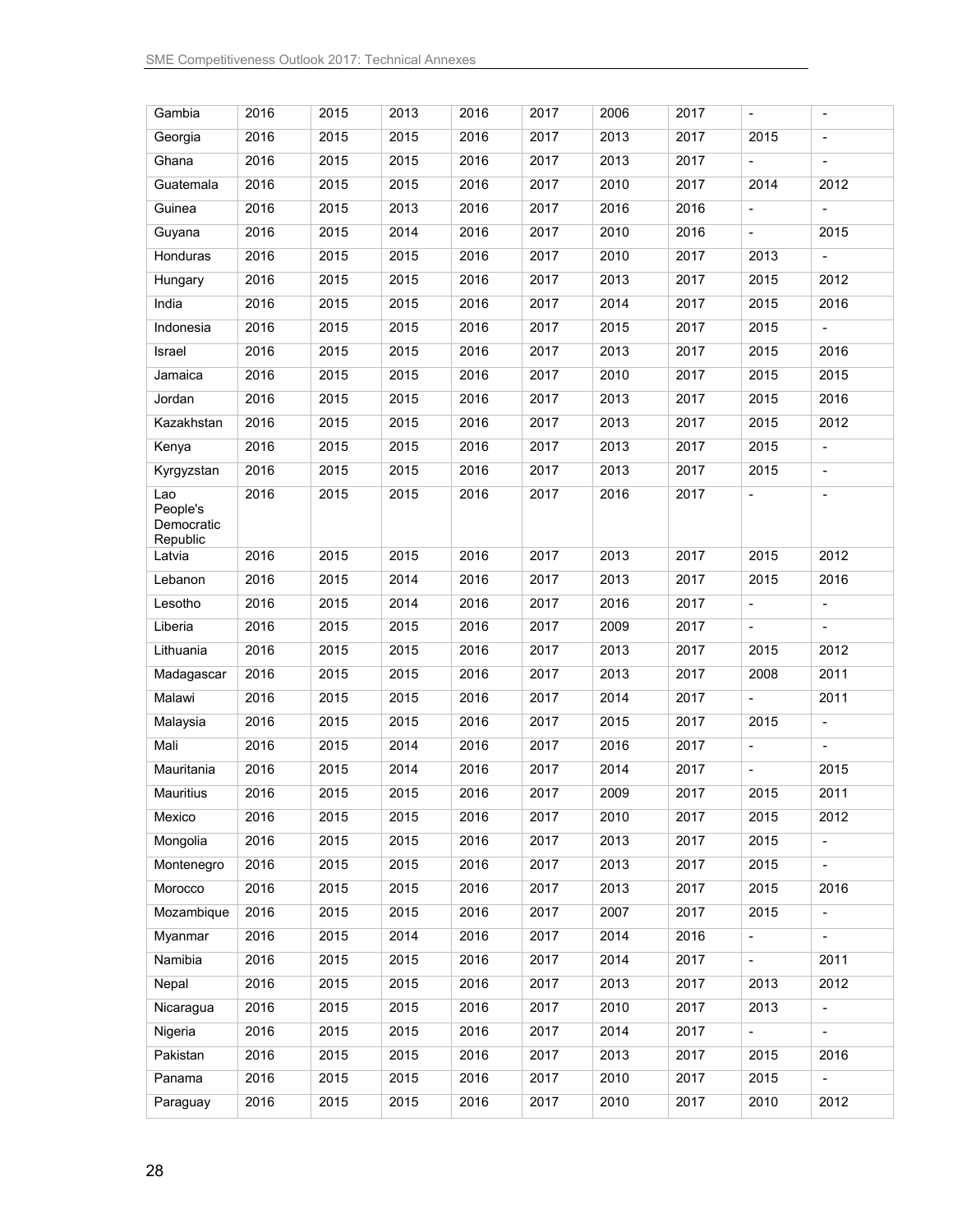| Gambia | 2016 | 2015 | 2013 | 2016 | 2017 | 2006 | 2017 | - | - |
|---|---|---|---|---|---|---|---|---|---|
| Georgia | 2016 | 2015 | 2015 | 2016 | 2017 | 2013 | 2017 | 2015 | - |
| Ghana | 2016 | 2015 | 2015 | 2016 | 2017 | 2013 | 2017 | - | - |
| Guatemala | 2016 | 2015 | 2015 | 2016 | 2017 | 2010 | 2017 | 2014 | 2012 |
| Guinea | 2016 | 2015 | 2013 | 2016 | 2017 | 2016 | 2016 | - | - |
| Guyana | 2016 | 2015 | 2014 | 2016 | 2017 | 2010 | 2016 | - | 2015 |
| Honduras | 2016 | 2015 | 2015 | 2016 | 2017 | 2010 | 2017 | 2013 | - |
| Hungary | 2016 | 2015 | 2015 | 2016 | 2017 | 2013 | 2017 | 2015 | 2012 |
| India | 2016 | 2015 | 2015 | 2016 | 2017 | 2014 | 2017 | 2015 | 2016 |
| Indonesia | 2016 | 2015 | 2015 | 2016 | 2017 | 2015 | 2017 | 2015 | - |
| Israel | 2016 | 2015 | 2015 | 2016 | 2017 | 2013 | 2017 | 2015 | 2016 |
| Jamaica | 2016 | 2015 | 2015 | 2016 | 2017 | 2010 | 2017 | 2015 | 2015 |
| Jordan | 2016 | 2015 | 2015 | 2016 | 2017 | 2013 | 2017 | 2015 | 2016 |
| Kazakhstan | 2016 | 2015 | 2015 | 2016 | 2017 | 2013 | 2017 | 2015 | 2012 |
| Kenya | 2016 | 2015 | 2015 | 2016 | 2017 | 2013 | 2017 | 2015 | - |
| Kyrgyzstan | 2016 | 2015 | 2015 | 2016 | 2017 | 2013 | 2017 | 2015 | - |
| Lao People's Democratic Republic | 2016 | 2015 | 2015 | 2016 | 2017 | 2016 | 2017 | - | - |
| Latvia | 2016 | 2015 | 2015 | 2016 | 2017 | 2013 | 2017 | 2015 | 2012 |
| Lebanon | 2016 | 2015 | 2014 | 2016 | 2017 | 2013 | 2017 | 2015 | 2016 |
| Lesotho | 2016 | 2015 | 2014 | 2016 | 2017 | 2016 | 2017 | - | - |
| Liberia | 2016 | 2015 | 2015 | 2016 | 2017 | 2009 | 2017 | - | - |
| Lithuania | 2016 | 2015 | 2015 | 2016 | 2017 | 2013 | 2017 | 2015 | 2012 |
| Madagascar | 2016 | 2015 | 2015 | 2016 | 2017 | 2013 | 2017 | 2008 | 2011 |
| Malawi | 2016 | 2015 | 2015 | 2016 | 2017 | 2014 | 2017 | - | 2011 |
| Malaysia | 2016 | 2015 | 2015 | 2016 | 2017 | 2015 | 2017 | 2015 | - |
| Mali | 2016 | 2015 | 2014 | 2016 | 2017 | 2016 | 2017 | - | - |
| Mauritania | 2016 | 2015 | 2014 | 2016 | 2017 | 2014 | 2017 | - | 2015 |
| Mauritius | 2016 | 2015 | 2015 | 2016 | 2017 | 2009 | 2017 | 2015 | 2011 |
| Mexico | 2016 | 2015 | 2015 | 2016 | 2017 | 2010 | 2017 | 2015 | 2012 |
| Mongolia | 2016 | 2015 | 2015 | 2016 | 2017 | 2013 | 2017 | 2015 | - |
| Montenegro | 2016 | 2015 | 2015 | 2016 | 2017 | 2013 | 2017 | 2015 | - |
| Morocco | 2016 | 2015 | 2015 | 2016 | 2017 | 2013 | 2017 | 2015 | 2016 |
| Mozambique | 2016 | 2015 | 2015 | 2016 | 2017 | 2007 | 2017 | 2015 | - |
| Myanmar | 2016 | 2015 | 2014 | 2016 | 2017 | 2014 | 2016 | - | - |
| Namibia | 2016 | 2015 | 2015 | 2016 | 2017 | 2014 | 2017 | - | 2011 |
| Nepal | 2016 | 2015 | 2015 | 2016 | 2017 | 2013 | 2017 | 2013 | 2012 |
| Nicaragua | 2016 | 2015 | 2015 | 2016 | 2017 | 2010 | 2017 | 2013 | - |
| Nigeria | 2016 | 2015 | 2015 | 2016 | 2017 | 2014 | 2017 | - | - |
| Pakistan | 2016 | 2015 | 2015 | 2016 | 2017 | 2013 | 2017 | 2015 | 2016 |
| Panama | 2016 | 2015 | 2015 | 2016 | 2017 | 2010 | 2017 | 2015 | - |
| Paraguay | 2016 | 2015 | 2015 | 2016 | 2017 | 2010 | 2017 | 2010 | 2012 |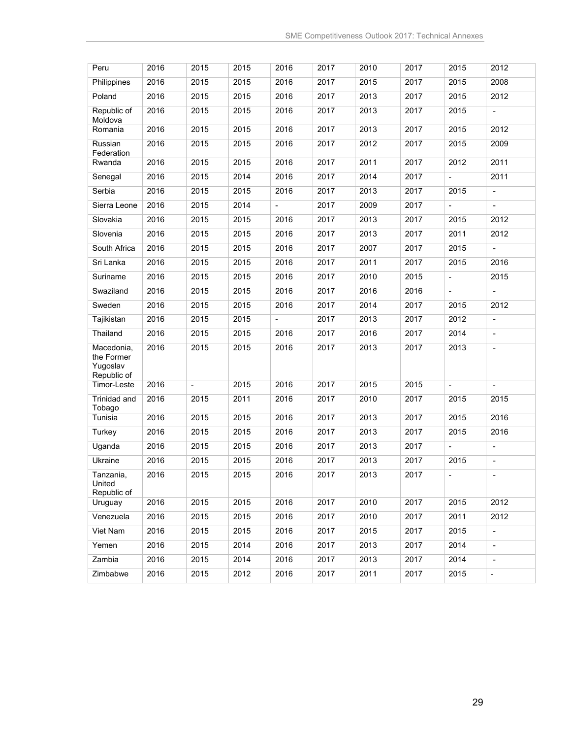| Peru | 2016 | 2015 | 2015 | 2016 | 2017 | 2010 | 2017 | 2015 | 2012 |
|---|---|---|---|---|---|---|---|---|---|
| Philippines | 2016 | 2015 | 2015 | 2016 | 2017 | 2015 | 2017 | 2015 | 2008 |
| Poland | 2016 | 2015 | 2015 | 2016 | 2017 | 2013 | 2017 | 2015 | 2012 |
| Republic of Moldova | 2016 | 2015 | 2015 | 2016 | 2017 | 2013 | 2017 | 2015 | - |
| Romania | 2016 | 2015 | 2015 | 2016 | 2017 | 2013 | 2017 | 2015 | 2012 |
| Russian Federation | 2016 | 2015 | 2015 | 2016 | 2017 | 2012 | 2017 | 2015 | 2009 |
| Rwanda | 2016 | 2015 | 2015 | 2016 | 2017 | 2011 | 2017 | 2012 | 2011 |
| Senegal | 2016 | 2015 | 2014 | 2016 | 2017 | 2014 | 2017 | - | 2011 |
| Serbia | 2016 | 2015 | 2015 | 2016 | 2017 | 2013 | 2017 | 2015 | - |
| Sierra Leone | 2016 | 2015 | 2014 | - | 2017 | 2009 | 2017 | - | - |
| Slovakia | 2016 | 2015 | 2015 | 2016 | 2017 | 2013 | 2017 | 2015 | 2012 |
| Slovenia | 2016 | 2015 | 2015 | 2016 | 2017 | 2013 | 2017 | 2011 | 2012 |
| South Africa | 2016 | 2015 | 2015 | 2016 | 2017 | 2007 | 2017 | 2015 | - |
| Sri Lanka | 2016 | 2015 | 2015 | 2016 | 2017 | 2011 | 2017 | 2015 | 2016 |
| Suriname | 2016 | 2015 | 2015 | 2016 | 2017 | 2010 | 2015 | - | 2015 |
| Swaziland | 2016 | 2015 | 2015 | 2016 | 2017 | 2016 | 2016 | - | - |
| Sweden | 2016 | 2015 | 2015 | 2016 | 2017 | 2014 | 2017 | 2015 | 2012 |
| Tajikistan | 2016 | 2015 | 2015 | - | 2017 | 2013 | 2017 | 2012 | - |
| Thailand | 2016 | 2015 | 2015 | 2016 | 2017 | 2016 | 2017 | 2014 | - |
| Macedonia, the Former Yugoslav Republic of | 2016 | 2015 | 2015 | 2016 | 2017 | 2013 | 2017 | 2013 | - |
| Timor-Leste | 2016 | - | 2015 | 2016 | 2017 | 2015 | 2015 | - | - |
| Trinidad and Tobago | 2016 | 2015 | 2011 | 2016 | 2017 | 2010 | 2017 | 2015 | 2015 |
| Tunisia | 2016 | 2015 | 2015 | 2016 | 2017 | 2013 | 2017 | 2015 | 2016 |
| Turkey | 2016 | 2015 | 2015 | 2016 | 2017 | 2013 | 2017 | 2015 | 2016 |
| Uganda | 2016 | 2015 | 2015 | 2016 | 2017 | 2013 | 2017 | - | - |
| Ukraine | 2016 | 2015 | 2015 | 2016 | 2017 | 2013 | 2017 | 2015 | - |
| Tanzania, United Republic of | 2016 | 2015 | 2015 | 2016 | 2017 | 2013 | 2017 | - | - |
| Uruguay | 2016 | 2015 | 2015 | 2016 | 2017 | 2010 | 2017 | 2015 | 2012 |
| Venezuela | 2016 | 2015 | 2015 | 2016 | 2017 | 2010 | 2017 | 2011 | 2012 |
| Viet Nam | 2016 | 2015 | 2015 | 2016 | 2017 | 2015 | 2017 | 2015 | - |
| Yemen | 2016 | 2015 | 2014 | 2016 | 2017 | 2013 | 2017 | 2014 | - |
| Zambia | 2016 | 2015 | 2014 | 2016 | 2017 | 2013 | 2017 | 2014 | - |
| Zimbabwe | 2016 | 2015 | 2012 | 2016 | 2017 | 2011 | 2017 | 2015 | - |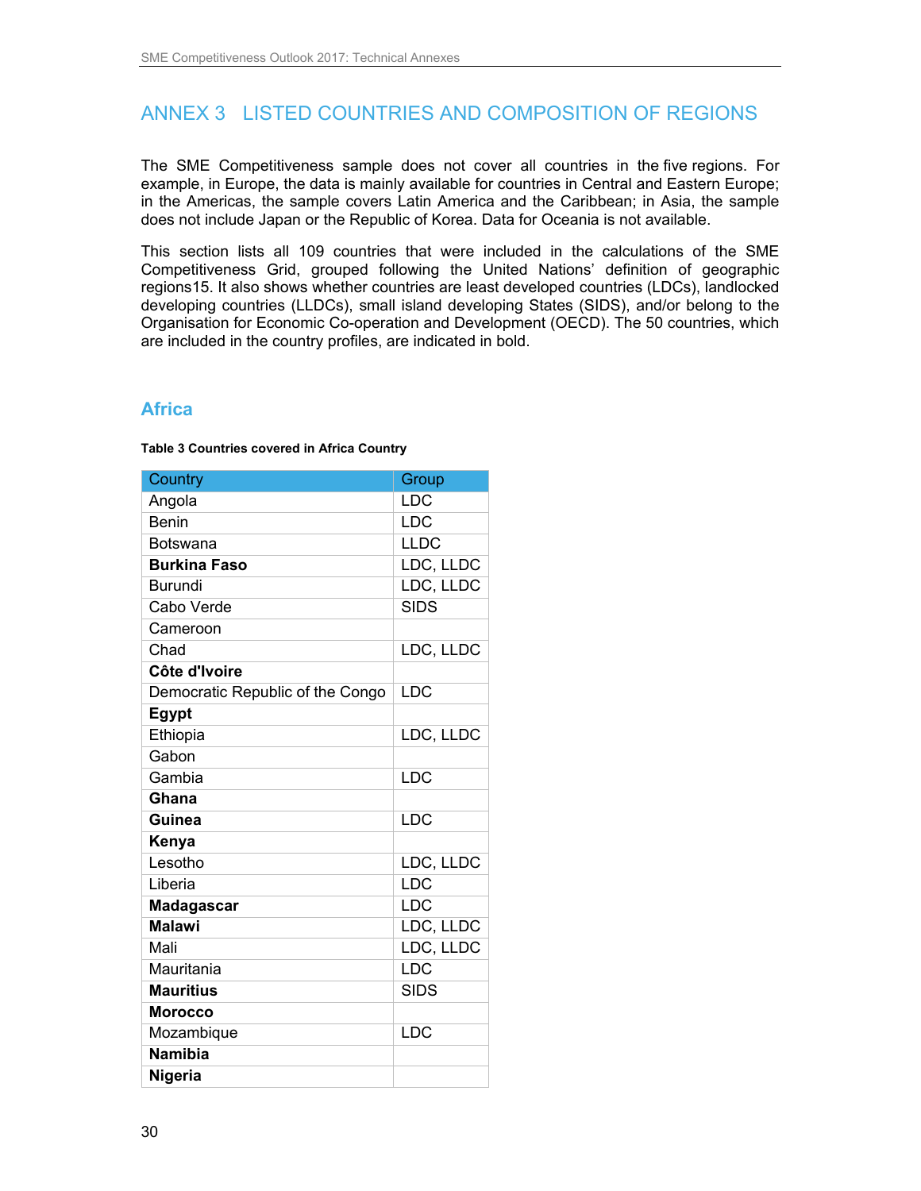# ANNEX 3 LISTED COUNTRIES AND COMPOSITION OF REGIONS

The SME Competitiveness sample does not cover all countries in the five regions. For example, in Europe, the data is mainly available for countries in Central and Eastern Europe; in the Americas, the sample covers Latin America and the Caribbean; in Asia, the sample does not include Japan or the Republic of Korea. Data for Oceania is not available.

This section lists all 109 countries that were included in the calculations of the SME Competitiveness Grid, grouped following the United Nations' definition of geographic regions15. It also shows whether countries are least developed countries (LDCs), landlocked developing countries (LLDCs), small island developing States (SIDS), and/or belong to the Organisation for Economic Co-operation and Development (OECD). The 50 countries, which are included in the country profiles, are indicated in bold.

## Africa

**Table 3 Countries covered in Africa Country**

| Country | Group |
|---|---|
| Angola | LDC |
| Benin | LDC |
| Botswana | LLDC |
| **Burkina Faso** | LDC, LLDC |
| Burundi | LDC, LLDC |
| Cabo Verde | SIDS |
| Cameroon | |
| Chad | LDC, LLDC |
| **Côte d'Ivoire** | |
| Democratic Republic of the Congo | LDC |
| **Egypt** | |
| Ethiopia | LDC, LLDC |
| Gabon | |
| Gambia | LDC |
| **Ghana** | |
| **Guinea** | LDC |
| **Kenya** | |
| Lesotho | LDC, LLDC |
| Liberia | LDC |
| **Madagascar** | LDC |
| **Malawi** | LDC, LLDC |
| Mali | LDC, LLDC |
| Mauritania | LDC |
| **Mauritius** | SIDS |
| **Morocco** | |
| Mozambique | LDC |
| **Namibia** | |
| **Nigeria** | |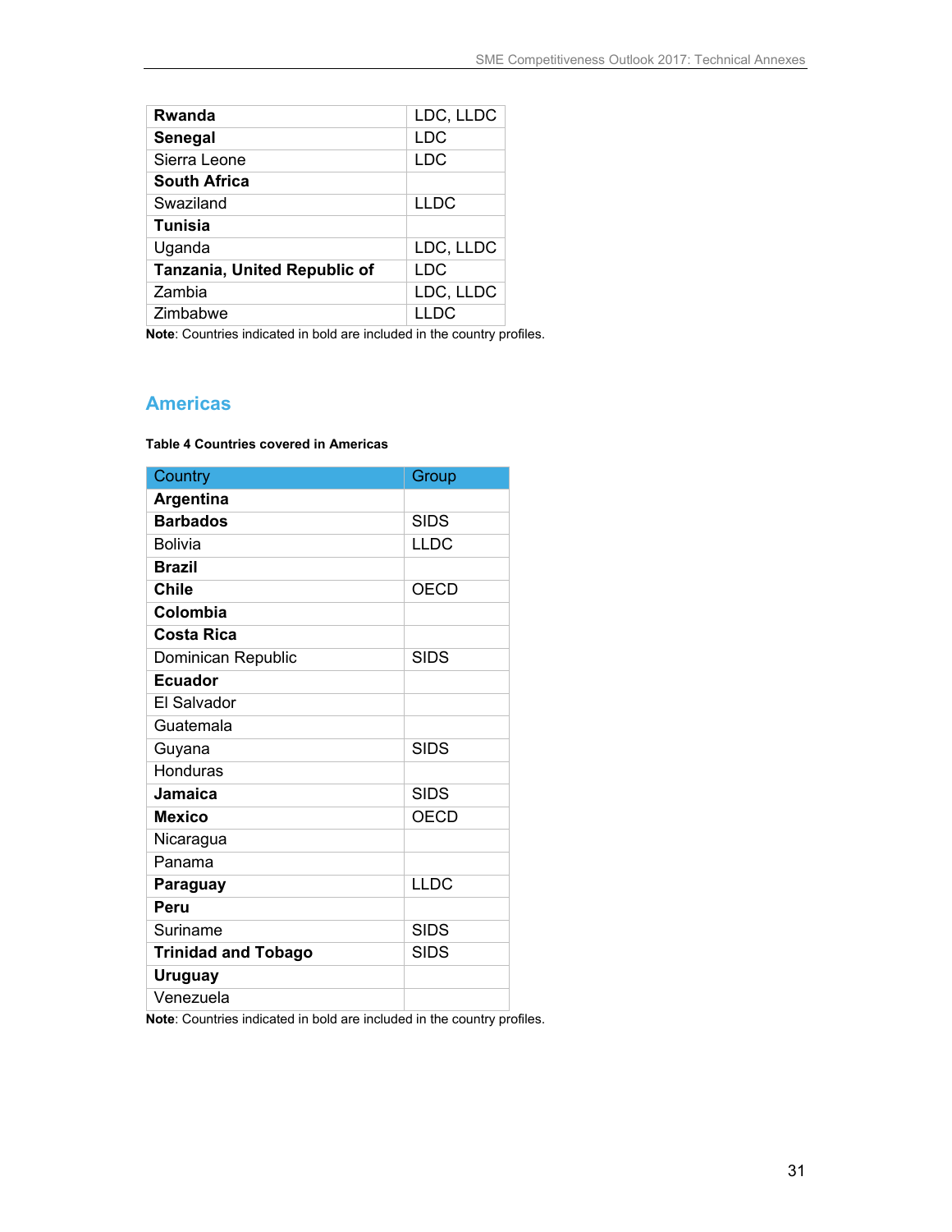| | |
|---|---|
| **Rwanda** | LDC, LLDC |
| **Senegal** | LDC |
| Sierra Leone | LDC |
| **South Africa** | |
| Swaziland | LLDC |
| **Tunisia** | |
| Uganda | LDC, LLDC |
| **Tanzania, United Republic of** | LDC |
| Zambia | LDC, LLDC |
| Zimbabwe | LLDC |

**Note**: Countries indicated in bold are included in the country profiles.

## Americas

**Table 4 Countries covered in Americas**

| Country | Group |
|---|---|
| **Argentina** | |
| **Barbados** | SIDS |
| Bolivia | LLDC |
| **Brazil** | |
| **Chile** | OECD |
| **Colombia** | |
| **Costa Rica** | |
| Dominican Republic | SIDS |
| **Ecuador** | |
| El Salvador | |
| Guatemala | |
| Guyana | SIDS |
| Honduras | |
| **Jamaica** | SIDS |
| **Mexico** | OECD |
| Nicaragua | |
| Panama | |
| **Paraguay** | LLDC |
| **Peru** | |
| Suriname | SIDS |
| **Trinidad and Tobago** | SIDS |
| **Uruguay** | |
| Venezuela | |

**Note**: Countries indicated in bold are included in the country profiles.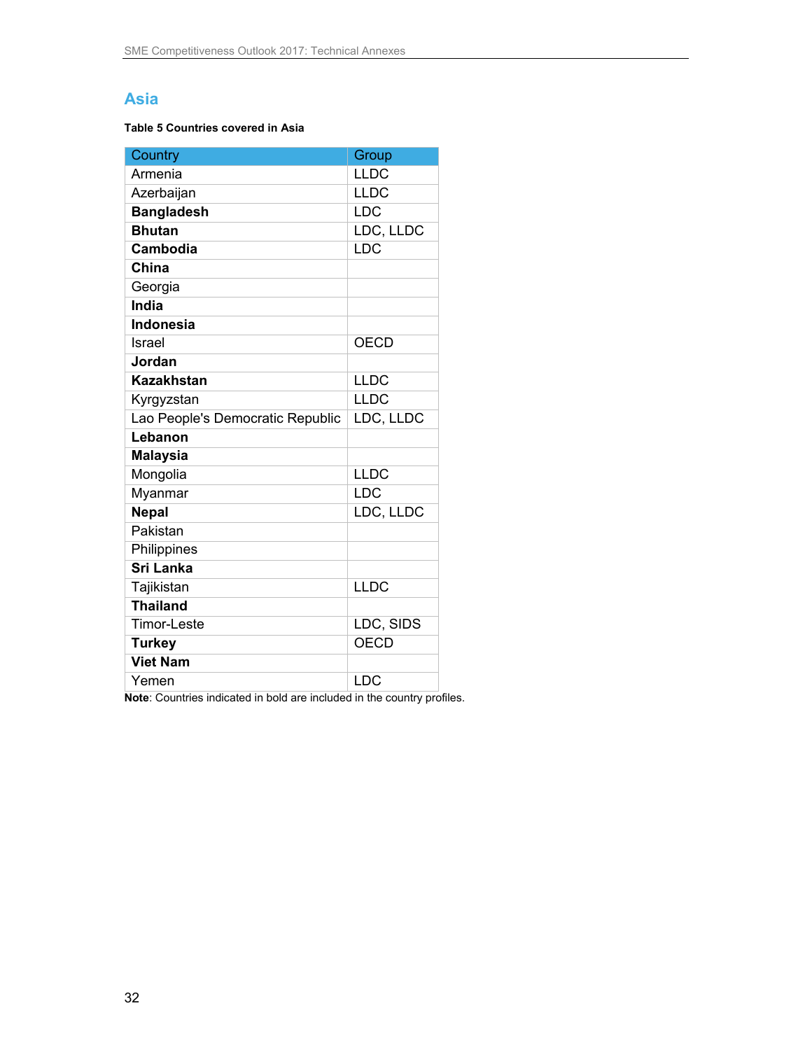## Asia

**Table 5 Countries covered in Asia**

| Country | Group |
|---|---|
| Armenia | LLDC |
| Azerbaijan | LLDC |
| **Bangladesh** | LDC |
| **Bhutan** | LDC, LLDC |
| **Cambodia** | LDC |
| **China** | |
| Georgia | |
| **India** | |
| **Indonesia** | |
| Israel | OECD |
| **Jordan** | |
| **Kazakhstan** | LLDC |
| Kyrgyzstan | LLDC |
| Lao People's Democratic Republic | LDC, LLDC |
| **Lebanon** | |
| **Malaysia** | |
| Mongolia | LLDC |
| Myanmar | LDC |
| **Nepal** | LDC, LLDC |
| Pakistan | |
| Philippines | |
| **Sri Lanka** | |
| Tajikistan | LLDC |
| **Thailand** | |
| Timor-Leste | LDC, SIDS |
| **Turkey** | OECD |
| **Viet Nam** | |
| Yemen | LDC |

**Note**: Countries indicated in bold are included in the country profiles.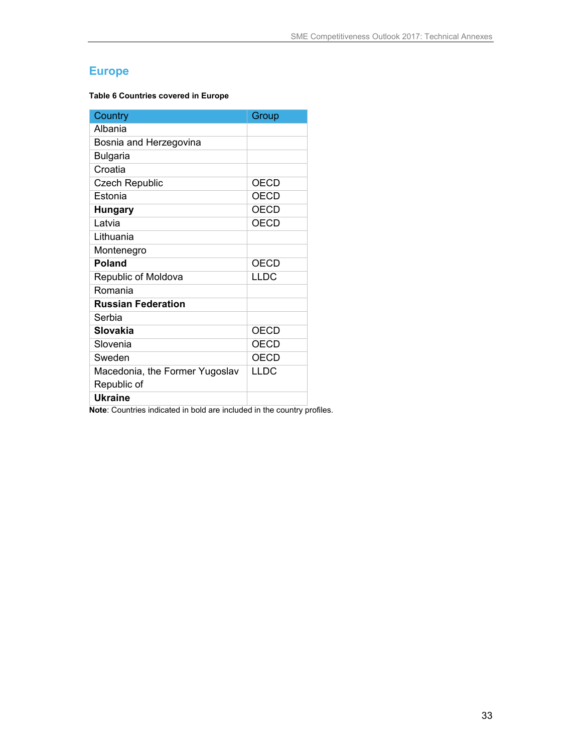## Europe

**Table 6 Countries covered in Europe**

| Country | Group |
|---|---|
| Albania | |
| Bosnia and Herzegovina | |
| Bulgaria | |
| Croatia | |
| Czech Republic | OECD |
| Estonia | OECD |
| **Hungary** | OECD |
| Latvia | OECD |
| Lithuania | |
| Montenegro | |
| **Poland** | OECD |
| Republic of Moldova | LLDC |
| Romania | |
| **Russian Federation** | |
| Serbia | |
| **Slovakia** | OECD |
| Slovenia | OECD |
| Sweden | OECD |
| Macedonia, the Former Yugoslav Republic of | LLDC |
| **Ukraine** | |

**Note**: Countries indicated in bold are included in the country profiles.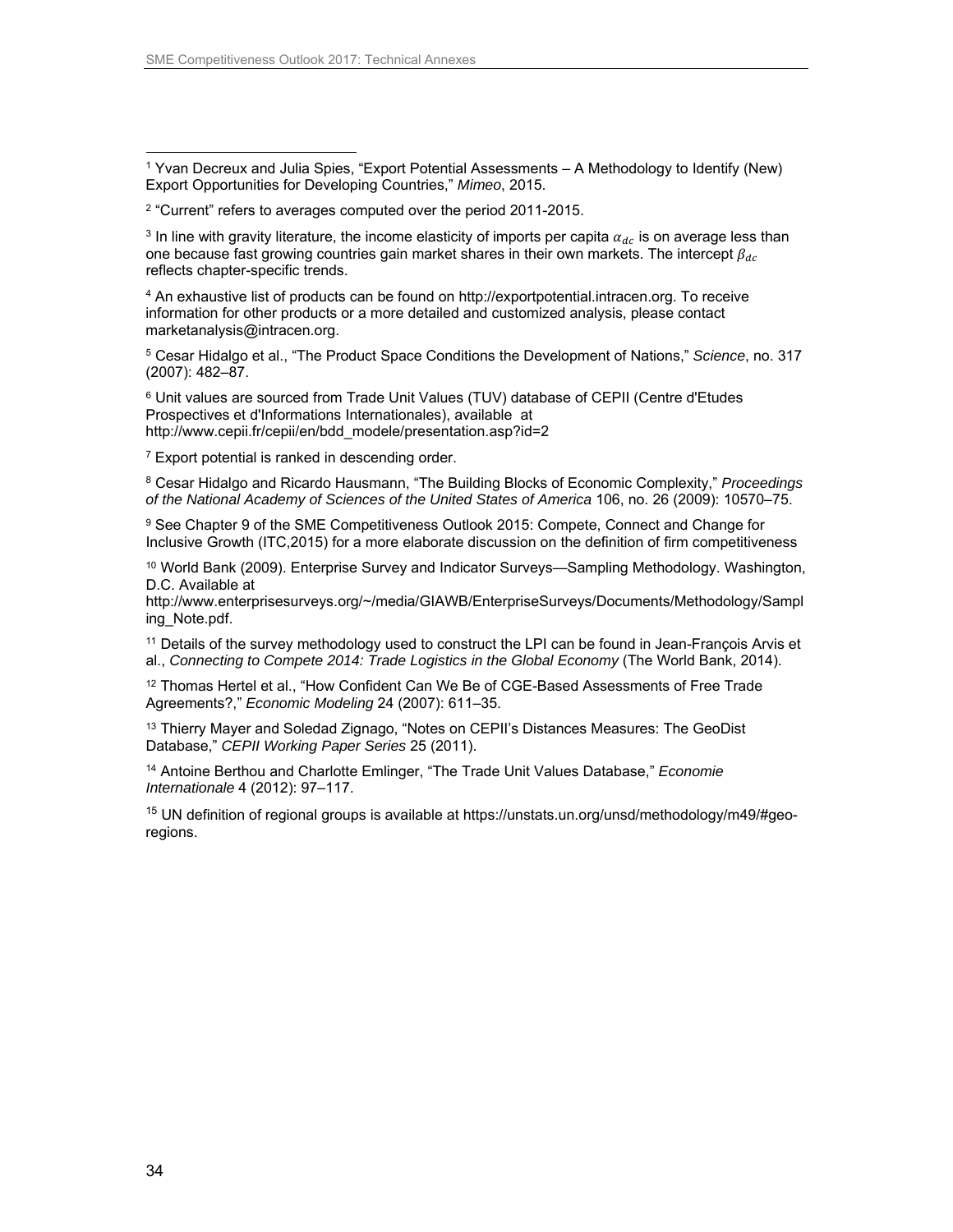[1] Yvan Decreux and Julia Spies, "Export Potential Assessments – A Methodology to Identify (New) Export Opportunities for Developing Countries," *Mimeo*, 2015.

[2] "Current" refers to averages computed over the period 2011-2015.

[3] In line with gravity literature, the income elasticity of imports per capita $\alpha_{dc}$ is on average less than one because fast growing countries gain market shares in their own markets. The intercept $\beta_{dc}$ reflects chapter-specific trends.

[4] An exhaustive list of products can be found on http://exportpotential.intracen.org. To receive information for other products or a more detailed and customized analysis, please contact marketanalysis@intracen.org.

[5] Cesar Hidalgo et al., "The Product Space Conditions the Development of Nations," *Science*, no. 317 (2007): 482–87.

[6] Unit values are sourced from Trade Unit Values (TUV) database of CEPII (Centre d'Etudes Prospectives et d'Informations Internationales), available at http://www.cepii.fr/cepii/en/bdd_modele/presentation.asp?id=2

[7] Export potential is ranked in descending order.

[8] Cesar Hidalgo and Ricardo Hausmann, "The Building Blocks of Economic Complexity," *Proceedings of the National Academy of Sciences of the United States of America* 106, no. 26 (2009): 10570–75.

[9] See Chapter 9 of the SME Competitiveness Outlook 2015: Compete, Connect and Change for Inclusive Growth (ITC,2015) for a more elaborate discussion on the definition of firm competitiveness

[10] World Bank (2009). Enterprise Survey and Indicator Surveys—Sampling Methodology. Washington, D.C. Available at http://www.enterprisesurveys.org/~/media/GIAWB/EnterpriseSurveys/Methodology/Sampling_Note.pdf.

[11] Details of the survey methodology used to construct the LPI can be found in Jean-François Arvis et al., *Connecting to Compete 2014: Trade Logistics in the Global Economy* (The World Bank, 2014).

[12] Thomas Hertel et al., "How Confident Can We Be of CGE-Based Assessments of Free Trade Agreements?," *Economic Modeling* 24 (2007): 611–35.

[13] Thierry Mayer and Soledad Zignago, "Notes on CEPII's Distances Measures: The GeoDist Database," *CEPII Working Paper Series* 25 (2011).

[14] Antoine Berthou and Charlotte Emlinger, "The Trade Unit Values Database," *Economie Internationale* 4 (2012): 97–117.

[15] UN definition of regional groups is available at https://unstats.un.org/unsd/methodology/m49/#geo-regions.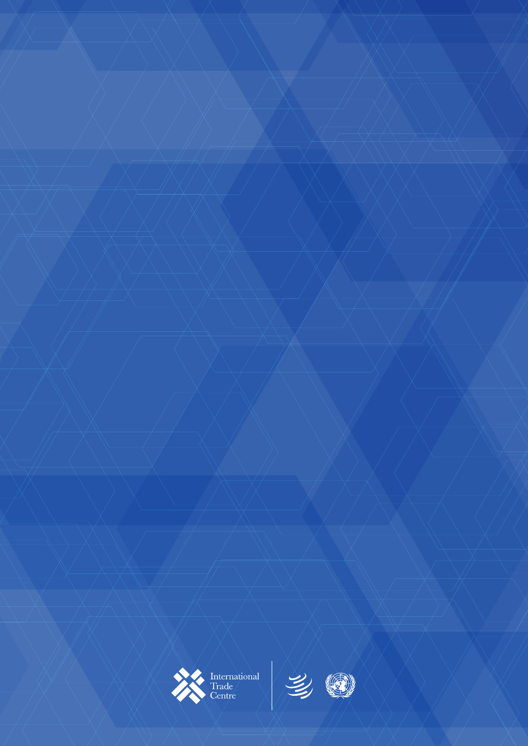International
Trade
Centre